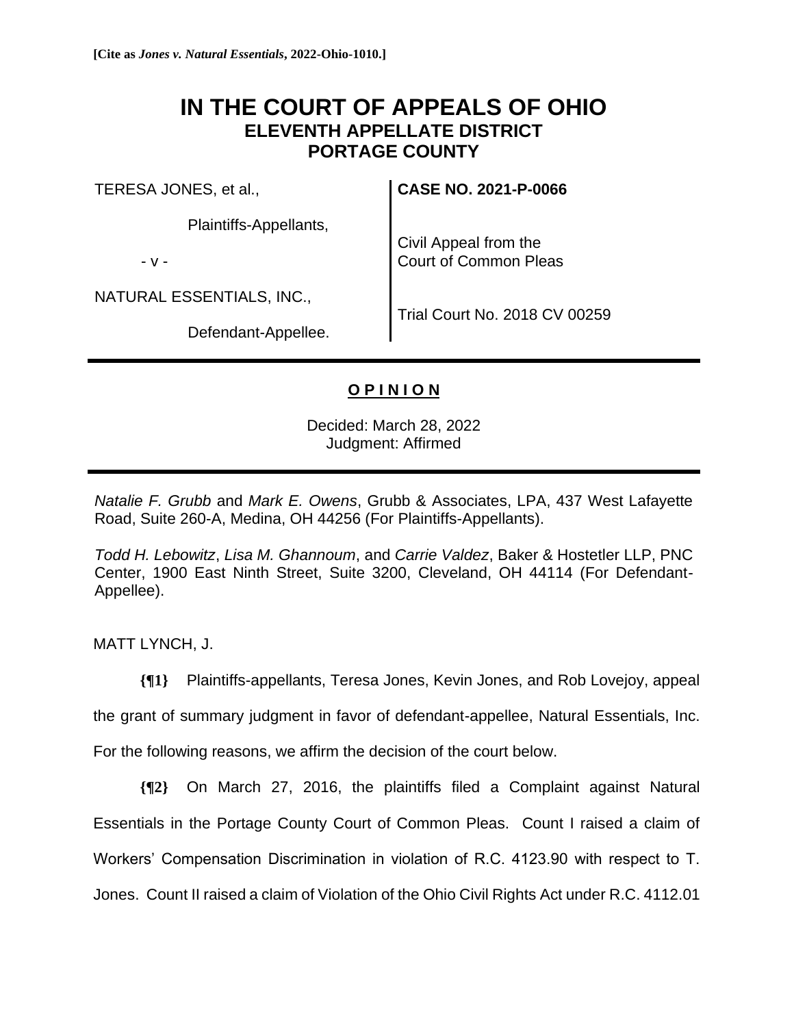**[Cite as *Jones v. Natural Essentials*, 2022-Ohio-1010.]**

# IN THE COURT OF APPEALS OF OHIO
## ELEVENTH APPELLATE DISTRICT
## PORTAGE COUNTY

| | |
|---|---|
| TERESA JONES, et al.,<br><br>Plaintiffs-Appellants,<br><br>- v -<br><br>NATURAL ESSENTIALS, INC.,<br><br>Defendant-Appellee. | **CASE NO. 2021-P-0066**<br><br>Civil Appeal from the Court of Common Pleas<br><br>Trial Court No. 2018 CV 00259 |

**O P I N I O N**

Decided: March 28, 2022
Judgment: Affirmed

*Natalie F. Grubb* and *Mark E. Owens*, Grubb & Associates, LPA, 437 West Lafayette Road, Suite 260-A, Medina, OH 44256 (For Plaintiffs-Appellants).

*Todd H. Lebowitz*, *Lisa M. Ghannoum*, and *Carrie Valdez*, Baker & Hostetler LLP, PNC Center, 1900 East Ninth Street, Suite 3200, Cleveland, OH 44114 (For Defendant-Appellee).

MATT LYNCH, J.

**{¶1}** Plaintiffs-appellants, Teresa Jones, Kevin Jones, and Rob Lovejoy, appeal the grant of summary judgment in favor of defendant-appellee, Natural Essentials, Inc. For the following reasons, we affirm the decision of the court below.

**{¶2}** On March 27, 2016, the plaintiffs filed a Complaint against Natural Essentials in the Portage County Court of Common Pleas. Count I raised a claim of Workers' Compensation Discrimination in violation of R.C. 4123.90 with respect to T. Jones. Count II raised a claim of Violation of the Ohio Civil Rights Act under R.C. 4112.01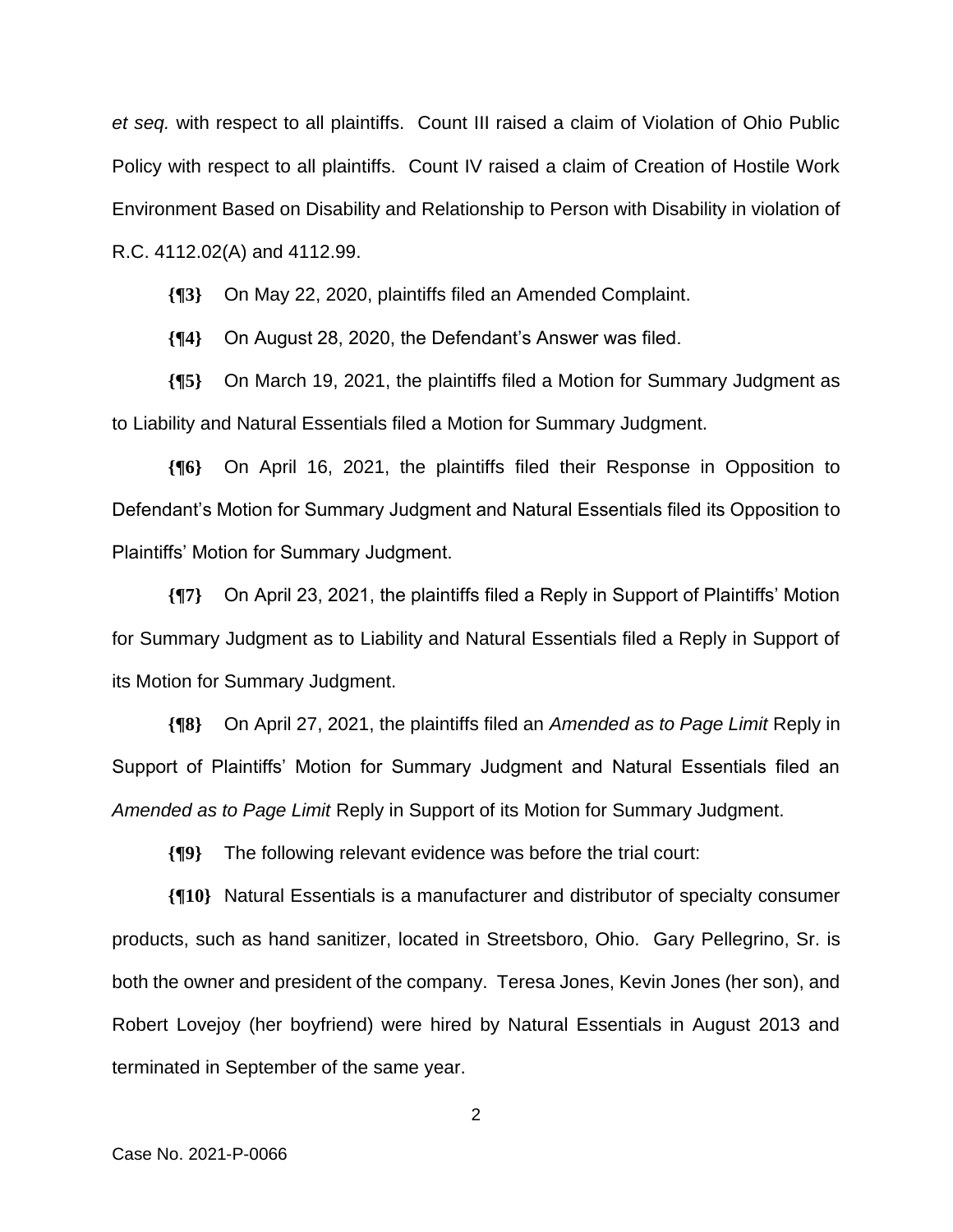*et seq.* with respect to all plaintiffs. Count III raised a claim of Violation of Ohio Public Policy with respect to all plaintiffs. Count IV raised a claim of Creation of Hostile Work Environment Based on Disability and Relationship to Person with Disability in violation of R.C. 4112.02(A) and 4112.99.

**{¶3}** On May 22, 2020, plaintiffs filed an Amended Complaint.

**{¶4}** On August 28, 2020, the Defendant's Answer was filed.

**{¶5}** On March 19, 2021, the plaintiffs filed a Motion for Summary Judgment as to Liability and Natural Essentials filed a Motion for Summary Judgment.

**{¶6}** On April 16, 2021, the plaintiffs filed their Response in Opposition to Defendant's Motion for Summary Judgment and Natural Essentials filed its Opposition to Plaintiffs' Motion for Summary Judgment.

**{¶7}** On April 23, 2021, the plaintiffs filed a Reply in Support of Plaintiffs' Motion for Summary Judgment as to Liability and Natural Essentials filed a Reply in Support of its Motion for Summary Judgment.

**{¶8}** On April 27, 2021, the plaintiffs filed an *Amended as to Page Limit* Reply in Support of Plaintiffs' Motion for Summary Judgment and Natural Essentials filed an *Amended as to Page Limit* Reply in Support of its Motion for Summary Judgment.

**{¶9}** The following relevant evidence was before the trial court:

**{¶10}** Natural Essentials is a manufacturer and distributor of specialty consumer products, such as hand sanitizer, located in Streetsboro, Ohio. Gary Pellegrino, Sr. is both the owner and president of the company. Teresa Jones, Kevin Jones (her son), and Robert Lovejoy (her boyfriend) were hired by Natural Essentials in August 2013 and terminated in September of the same year.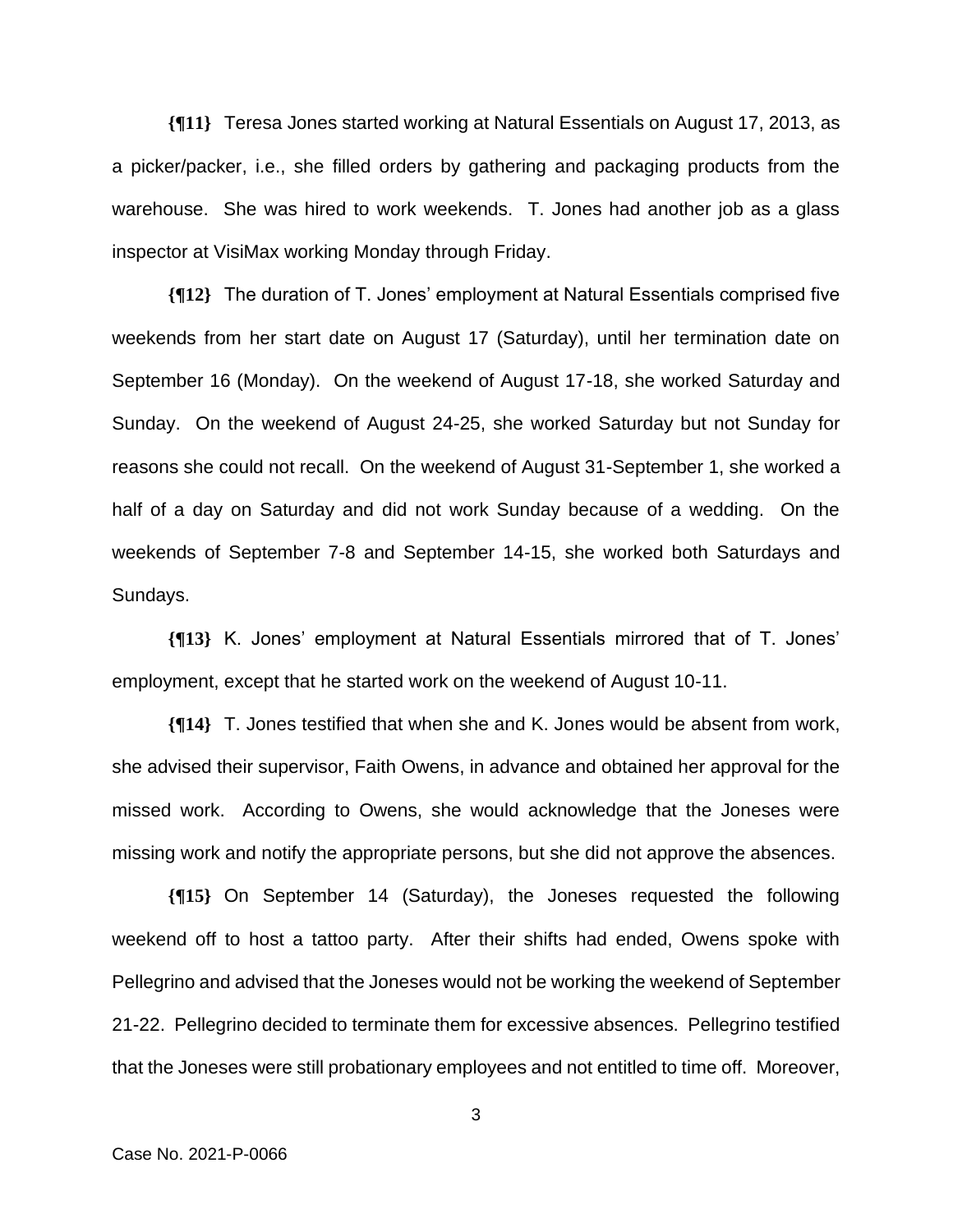**{¶11}** Teresa Jones started working at Natural Essentials on August 17, 2013, as a picker/packer, i.e., she filled orders by gathering and packaging products from the warehouse. She was hired to work weekends. T. Jones had another job as a glass inspector at VisiMax working Monday through Friday.

**{¶12}** The duration of T. Jones' employment at Natural Essentials comprised five weekends from her start date on August 17 (Saturday), until her termination date on September 16 (Monday). On the weekend of August 17-18, she worked Saturday and Sunday. On the weekend of August 24-25, she worked Saturday but not Sunday for reasons she could not recall. On the weekend of August 31-September 1, she worked a half of a day on Saturday and did not work Sunday because of a wedding. On the weekends of September 7-8 and September 14-15, she worked both Saturdays and Sundays.

**{¶13}** K. Jones' employment at Natural Essentials mirrored that of T. Jones' employment, except that he started work on the weekend of August 10-11.

**{¶14}** T. Jones testified that when she and K. Jones would be absent from work, she advised their supervisor, Faith Owens, in advance and obtained her approval for the missed work. According to Owens, she would acknowledge that the Joneses were missing work and notify the appropriate persons, but she did not approve the absences.

**{¶15}** On September 14 (Saturday), the Joneses requested the following weekend off to host a tattoo party. After their shifts had ended, Owens spoke with Pellegrino and advised that the Joneses would not be working the weekend of September 21-22. Pellegrino decided to terminate them for excessive absences. Pellegrino testified that the Joneses were still probationary employees and not entitled to time off. Moreover,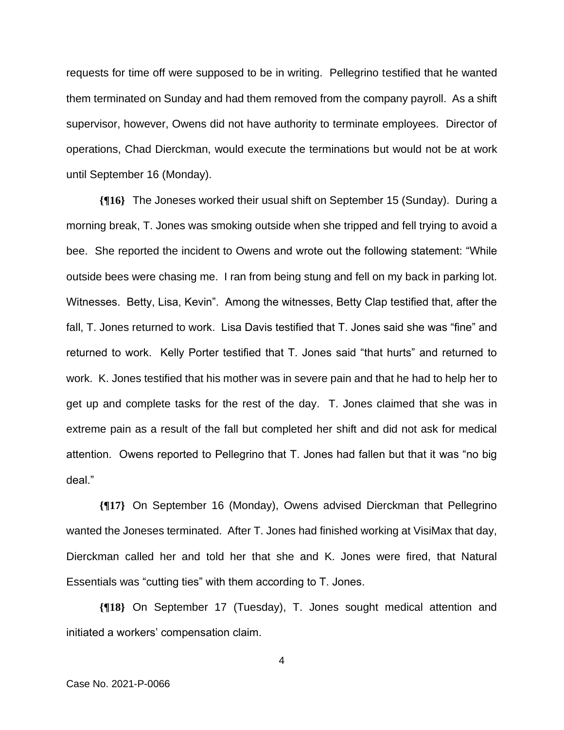requests for time off were supposed to be in writing. Pellegrino testified that he wanted them terminated on Sunday and had them removed from the company payroll. As a shift supervisor, however, Owens did not have authority to terminate employees. Director of operations, Chad Dierckman, would execute the terminations but would not be at work until September 16 (Monday).

**{¶16}** The Joneses worked their usual shift on September 15 (Sunday). During a morning break, T. Jones was smoking outside when she tripped and fell trying to avoid a bee. She reported the incident to Owens and wrote out the following statement: "While outside bees were chasing me. I ran from being stung and fell on my back in parking lot. Witnesses. Betty, Lisa, Kevin". Among the witnesses, Betty Clap testified that, after the fall, T. Jones returned to work. Lisa Davis testified that T. Jones said she was "fine" and returned to work. Kelly Porter testified that T. Jones said "that hurts" and returned to work. K. Jones testified that his mother was in severe pain and that he had to help her to get up and complete tasks for the rest of the day. T. Jones claimed that she was in extreme pain as a result of the fall but completed her shift and did not ask for medical attention. Owens reported to Pellegrino that T. Jones had fallen but that it was "no big deal."

**{¶17}** On September 16 (Monday), Owens advised Dierckman that Pellegrino wanted the Joneses terminated. After T. Jones had finished working at VisiMax that day, Dierckman called her and told her that she and K. Jones were fired, that Natural Essentials was "cutting ties" with them according to T. Jones.

**{¶18}** On September 17 (Tuesday), T. Jones sought medical attention and initiated a workers' compensation claim.

Case No. 2021-P-0066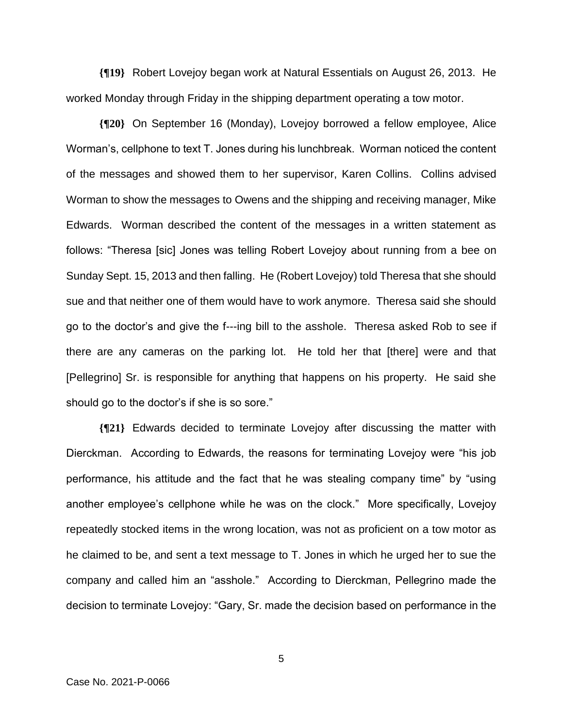**{¶19}** Robert Lovejoy began work at Natural Essentials on August 26, 2013. He worked Monday through Friday in the shipping department operating a tow motor.

**{¶20}** On September 16 (Monday), Lovejoy borrowed a fellow employee, Alice Worman's, cellphone to text T. Jones during his lunchbreak. Worman noticed the content of the messages and showed them to her supervisor, Karen Collins. Collins advised Worman to show the messages to Owens and the shipping and receiving manager, Mike Edwards. Worman described the content of the messages in a written statement as follows: "Theresa [sic] Jones was telling Robert Lovejoy about running from a bee on Sunday Sept. 15, 2013 and then falling. He (Robert Lovejoy) told Theresa that she should sue and that neither one of them would have to work anymore. Theresa said she should go to the doctor's and give the f---ing bill to the asshole. Theresa asked Rob to see if there are any cameras on the parking lot. He told her that [there] were and that [Pellegrino] Sr. is responsible for anything that happens on his property. He said she should go to the doctor's if she is so sore."

**{¶21}** Edwards decided to terminate Lovejoy after discussing the matter with Dierckman. According to Edwards, the reasons for terminating Lovejoy were "his job performance, his attitude and the fact that he was stealing company time" by "using another employee's cellphone while he was on the clock." More specifically, Lovejoy repeatedly stocked items in the wrong location, was not as proficient on a tow motor as he claimed to be, and sent a text message to T. Jones in which he urged her to sue the company and called him an "asshole." According to Dierckman, Pellegrino made the decision to terminate Lovejoy: "Gary, Sr. made the decision based on performance in the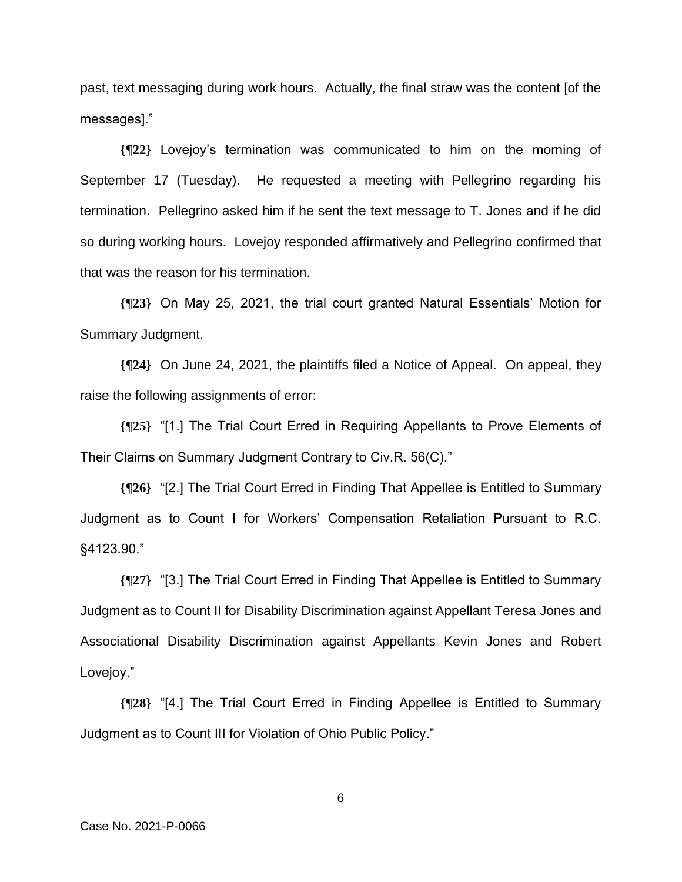past, text messaging during work hours. Actually, the final straw was the content [of the messages]."

**{¶22}** Lovejoy's termination was communicated to him on the morning of September 17 (Tuesday). He requested a meeting with Pellegrino regarding his termination. Pellegrino asked him if he sent the text message to T. Jones and if he did so during working hours. Lovejoy responded affirmatively and Pellegrino confirmed that that was the reason for his termination.

**{¶23}** On May 25, 2021, the trial court granted Natural Essentials' Motion for Summary Judgment.

**{¶24}** On June 24, 2021, the plaintiffs filed a Notice of Appeal. On appeal, they raise the following assignments of error:

**{¶25}** "[1.] The Trial Court Erred in Requiring Appellants to Prove Elements of Their Claims on Summary Judgment Contrary to Civ.R. 56(C)."

**{¶26}** "[2.] The Trial Court Erred in Finding That Appellee is Entitled to Summary Judgment as to Count I for Workers' Compensation Retaliation Pursuant to R.C. §4123.90."

**{¶27}** "[3.] The Trial Court Erred in Finding That Appellee is Entitled to Summary Judgment as to Count II for Disability Discrimination against Appellant Teresa Jones and Associational Disability Discrimination against Appellants Kevin Jones and Robert Lovejoy."

**{¶28}** "[4.] The Trial Court Erred in Finding Appellee is Entitled to Summary Judgment as to Count III for Violation of Ohio Public Policy."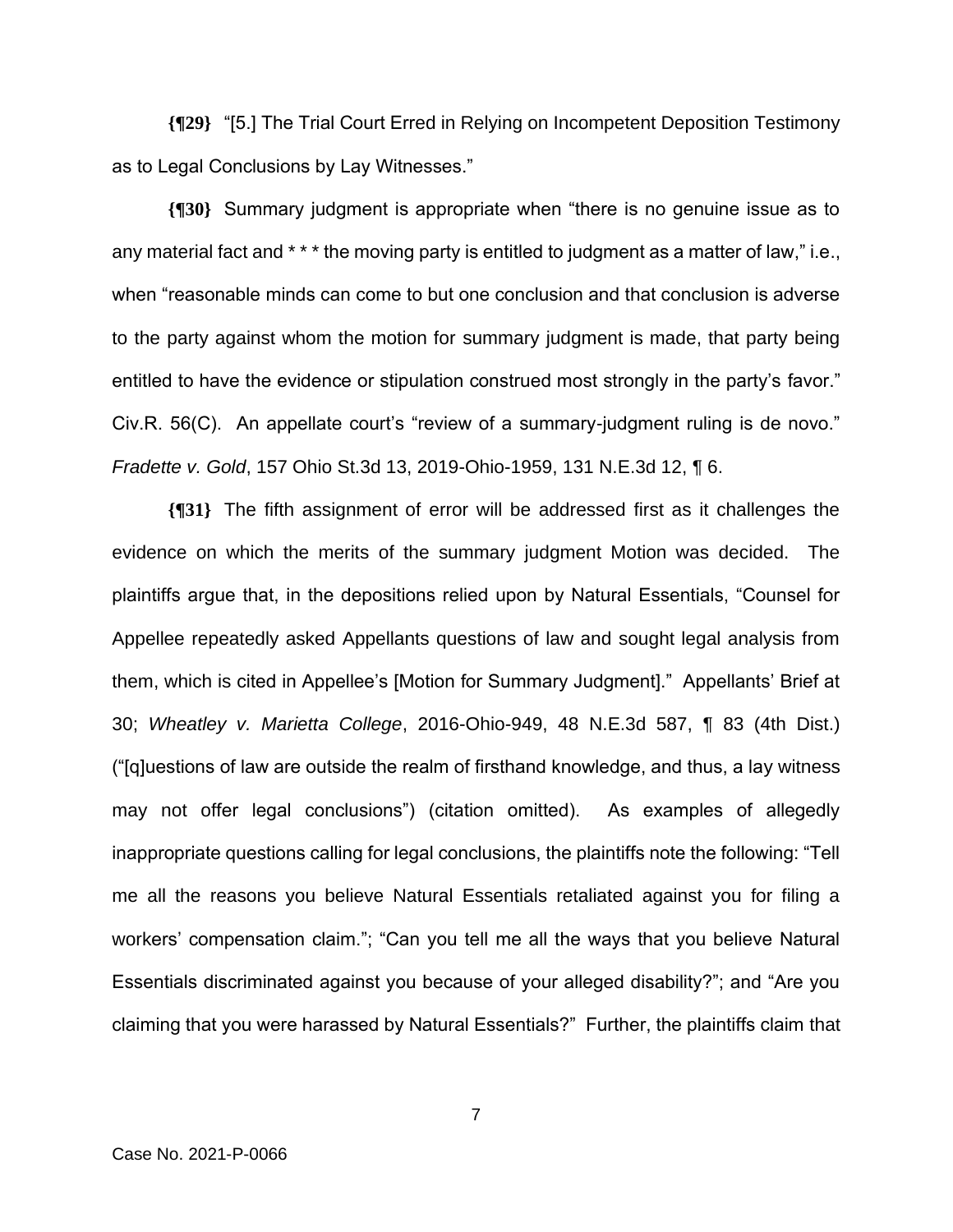**{¶29}** "[5.] The Trial Court Erred in Relying on Incompetent Deposition Testimony as to Legal Conclusions by Lay Witnesses."

**{¶30}** Summary judgment is appropriate when "there is no genuine issue as to any material fact and * * * the moving party is entitled to judgment as a matter of law," i.e., when "reasonable minds can come to but one conclusion and that conclusion is adverse to the party against whom the motion for summary judgment is made, that party being entitled to have the evidence or stipulation construed most strongly in the party's favor." Civ.R. 56(C). An appellate court's "review of a summary-judgment ruling is de novo." *Fradette v. Gold*, 157 Ohio St.3d 13, 2019-Ohio-1959, 131 N.E.3d 12, ¶ 6.

**{¶31}** The fifth assignment of error will be addressed first as it challenges the evidence on which the merits of the summary judgment Motion was decided. The plaintiffs argue that, in the depositions relied upon by Natural Essentials, "Counsel for Appellee repeatedly asked Appellants questions of law and sought legal analysis from them, which is cited in Appellee's [Motion for Summary Judgment]." Appellants' Brief at 30; *Wheatley v. Marietta College*, 2016-Ohio-949, 48 N.E.3d 587, ¶ 83 (4th Dist.) ("[q]uestions of law are outside the realm of firsthand knowledge, and thus, a lay witness may not offer legal conclusions") (citation omitted). As examples of allegedly inappropriate questions calling for legal conclusions, the plaintiffs note the following: "Tell me all the reasons you believe Natural Essentials retaliated against you for filing a workers' compensation claim."; "Can you tell me all the ways that you believe Natural Essentials discriminated against you because of your alleged disability?"; and "Are you claiming that you were harassed by Natural Essentials?" Further, the plaintiffs claim that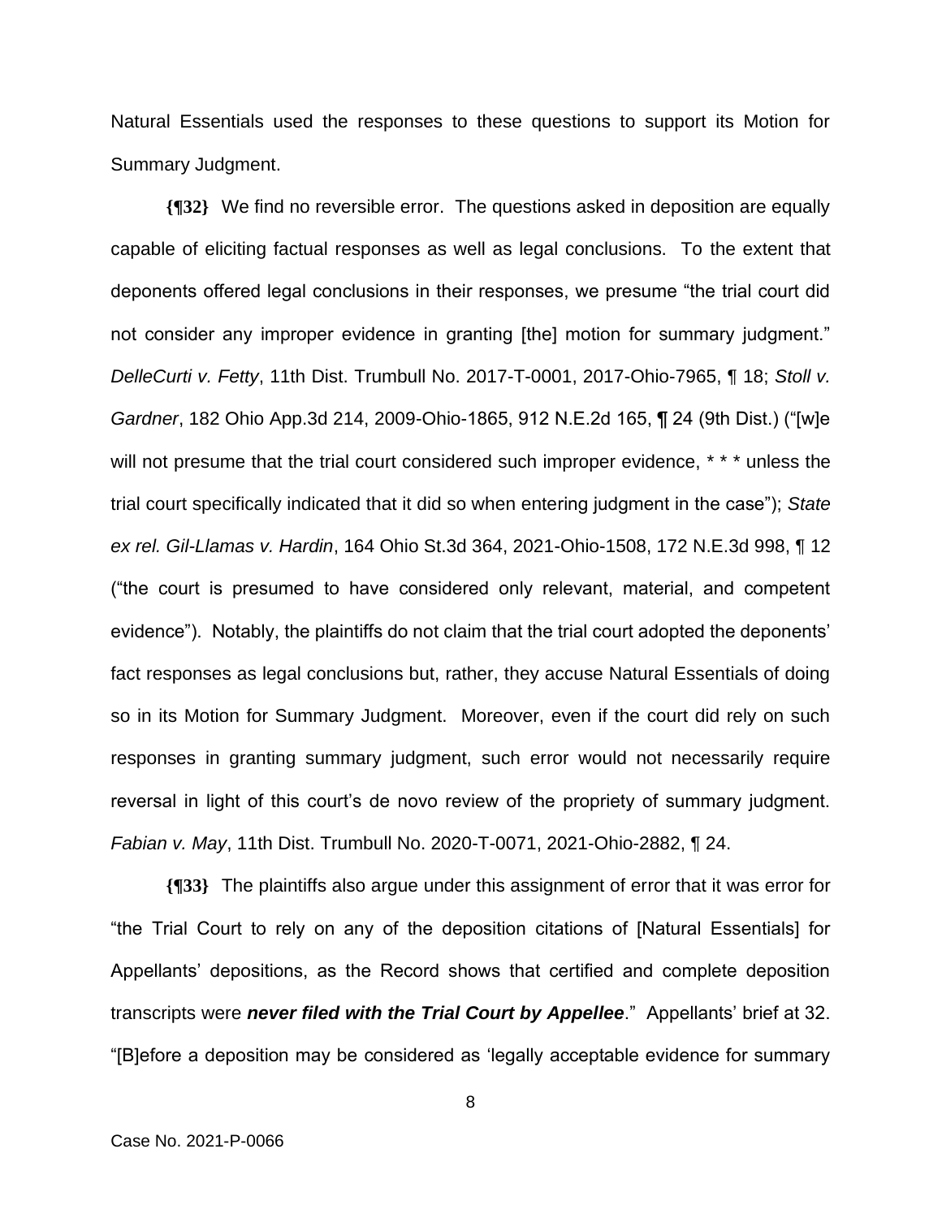Natural Essentials used the responses to these questions to support its Motion for Summary Judgment.

**{¶32}** We find no reversible error. The questions asked in deposition are equally capable of eliciting factual responses as well as legal conclusions. To the extent that deponents offered legal conclusions in their responses, we presume "the trial court did not consider any improper evidence in granting [the] motion for summary judgment." *DelleCurti v. Fetty*, 11th Dist. Trumbull No. 2017-T-0001, 2017-Ohio-7965, ¶ 18; *Stoll v. Gardner*, 182 Ohio App.3d 214, 2009-Ohio-1865, 912 N.E.2d 165, ¶ 24 (9th Dist.) ("[w]e will not presume that the trial court considered such improper evidence, * * * unless the trial court specifically indicated that it did so when entering judgment in the case"); *State ex rel. Gil-Llamas v. Hardin*, 164 Ohio St.3d 364, 2021-Ohio-1508, 172 N.E.3d 998, ¶ 12 ("the court is presumed to have considered only relevant, material, and competent evidence"). Notably, the plaintiffs do not claim that the trial court adopted the deponents' fact responses as legal conclusions but, rather, they accuse Natural Essentials of doing so in its Motion for Summary Judgment. Moreover, even if the court did rely on such responses in granting summary judgment, such error would not necessarily require reversal in light of this court's de novo review of the propriety of summary judgment. *Fabian v. May*, 11th Dist. Trumbull No. 2020-T-0071, 2021-Ohio-2882, ¶ 24.

**{¶33}** The plaintiffs also argue under this assignment of error that it was error for "the Trial Court to rely on any of the deposition citations of [Natural Essentials] for Appellants' depositions, as the Record shows that certified and complete deposition transcripts were ***never filed with the Trial Court by Appellee***." Appellants' brief at 32. "[B]efore a deposition may be considered as 'legally acceptable evidence for summary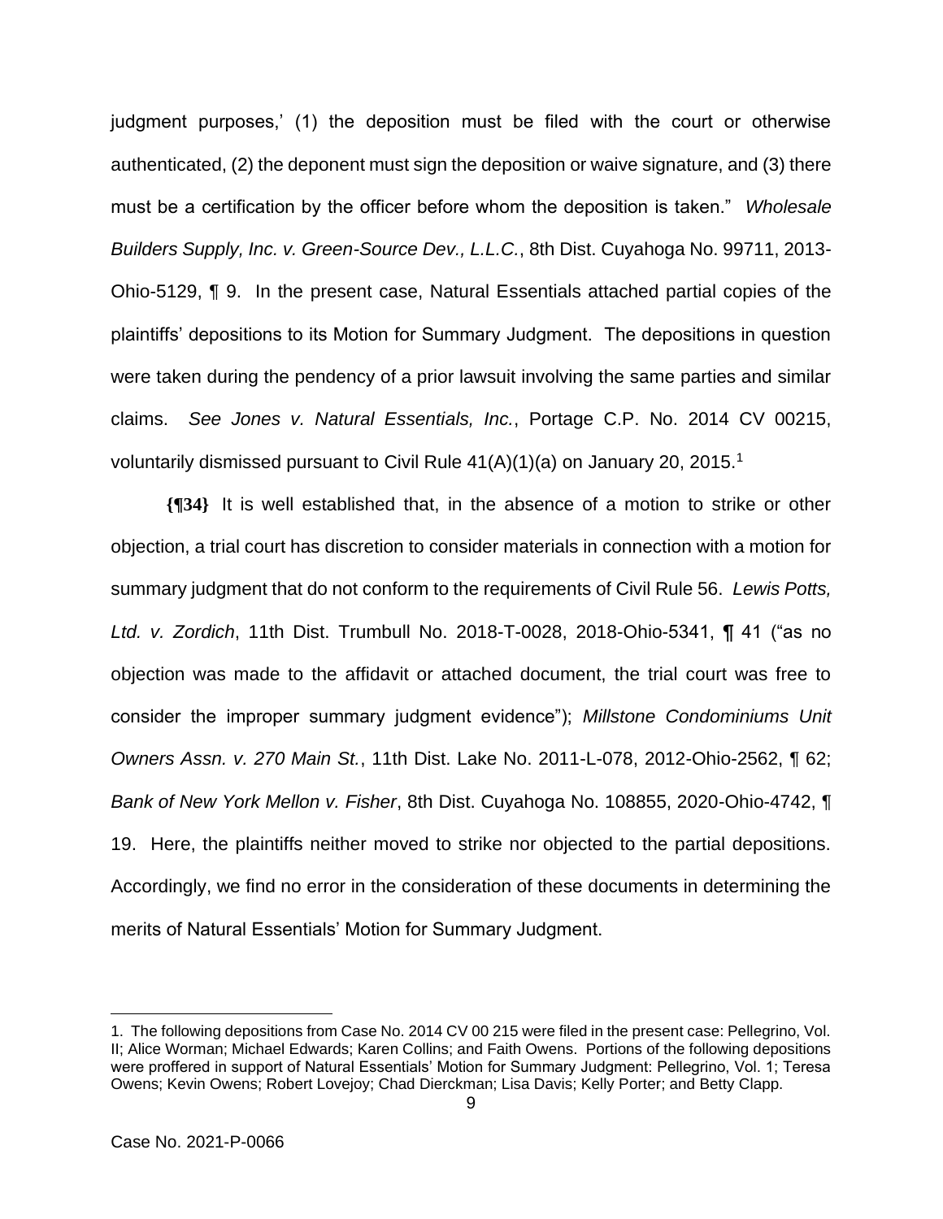judgment purposes,' (1) the deposition must be filed with the court or otherwise authenticated, (2) the deponent must sign the deposition or waive signature, and (3) there must be a certification by the officer before whom the deposition is taken." *Wholesale Builders Supply, Inc. v. Green-Source Dev., L.L.C.*, 8th Dist. Cuyahoga No. 99711, 2013-Ohio-5129, ¶ 9. In the present case, Natural Essentials attached partial copies of the plaintiffs' depositions to its Motion for Summary Judgment. The depositions in question were taken during the pendency of a prior lawsuit involving the same parties and similar claims. *See Jones v. Natural Essentials, Inc.*, Portage C.P. No. 2014 CV 00215, voluntarily dismissed pursuant to Civil Rule 41(A)(1)(a) on January 20, 2015.[1]

**{¶34}** It is well established that, in the absence of a motion to strike or other objection, a trial court has discretion to consider materials in connection with a motion for summary judgment that do not conform to the requirements of Civil Rule 56. *Lewis Potts, Ltd. v. Zordich*, 11th Dist. Trumbull No. 2018-T-0028, 2018-Ohio-5341, ¶ 41 ("as no objection was made to the affidavit or attached document, the trial court was free to consider the improper summary judgment evidence"); *Millstone Condominiums Unit Owners Assn. v. 270 Main St.*, 11th Dist. Lake No. 2011-L-078, 2012-Ohio-2562, ¶ 62; *Bank of New York Mellon v. Fisher*, 8th Dist. Cuyahoga No. 108855, 2020-Ohio-4742, ¶ 19. Here, the plaintiffs neither moved to strike nor objected to the partial depositions. Accordingly, we find no error in the consideration of these documents in determining the merits of Natural Essentials' Motion for Summary Judgment.

---

1. The following depositions from Case No. 2014 CV 00 215 were filed in the present case: Pellegrino, Vol. II; Alice Worman; Michael Edwards; Karen Collins; and Faith Owens. Portions of the following depositions were proffered in support of Natural Essentials' Motion for Summary Judgment: Pellegrino, Vol. 1; Teresa Owens; Kevin Owens; Robert Lovejoy; Chad Dierckman; Lisa Davis; Kelly Porter; and Betty Clapp.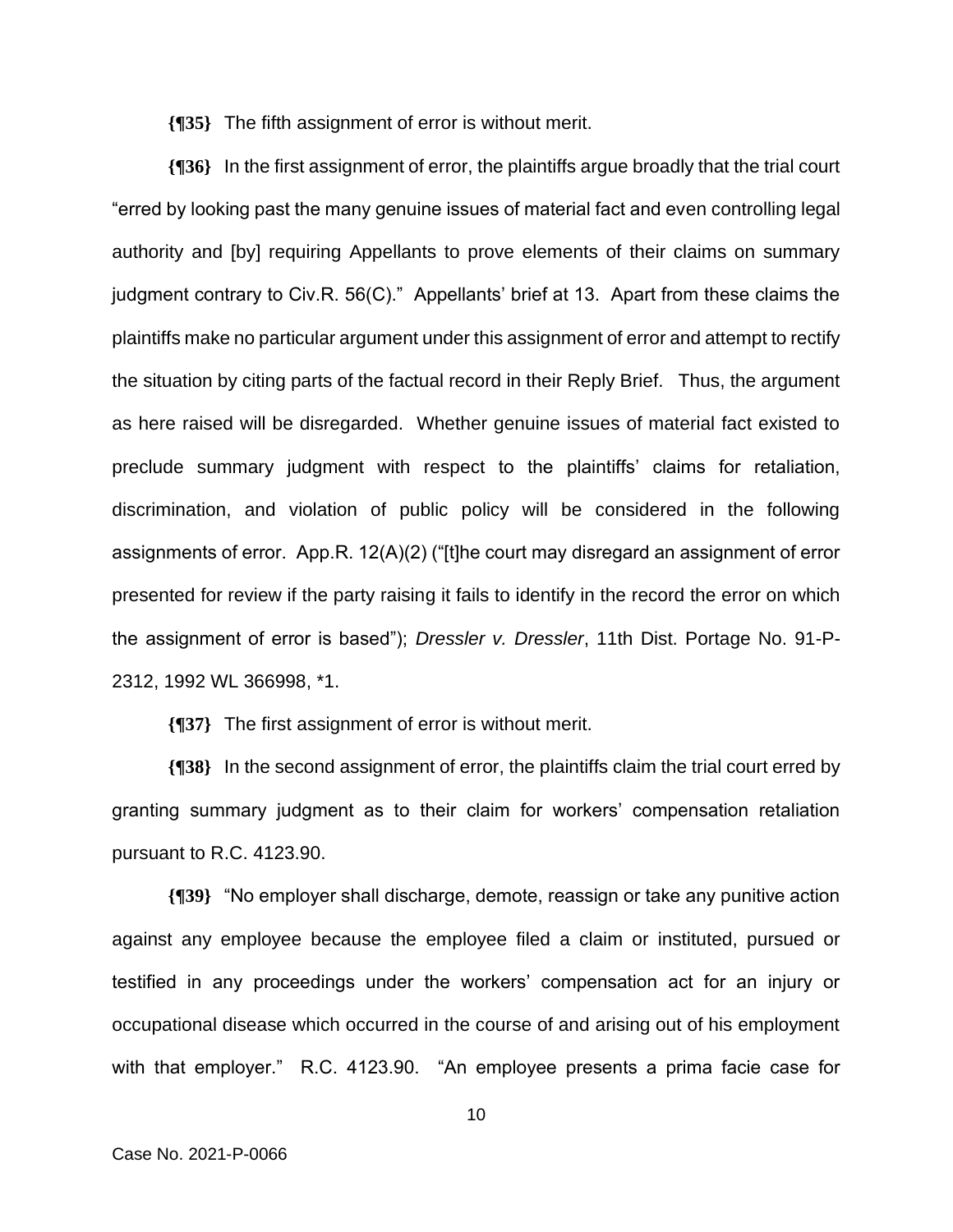**{¶35}** The fifth assignment of error is without merit.

**{¶36}** In the first assignment of error, the plaintiffs argue broadly that the trial court "erred by looking past the many genuine issues of material fact and even controlling legal authority and [by] requiring Appellants to prove elements of their claims on summary judgment contrary to Civ.R. 56(C)." Appellants' brief at 13. Apart from these claims the plaintiffs make no particular argument under this assignment of error and attempt to rectify the situation by citing parts of the factual record in their Reply Brief. Thus, the argument as here raised will be disregarded. Whether genuine issues of material fact existed to preclude summary judgment with respect to the plaintiffs' claims for retaliation, discrimination, and violation of public policy will be considered in the following assignments of error. App.R. 12(A)(2) ("[t]he court may disregard an assignment of error presented for review if the party raising it fails to identify in the record the error on which the assignment of error is based"); *Dressler v. Dressler*, 11th Dist. Portage No. 91-P-2312, 1992 WL 366998, *1.

**{¶37}** The first assignment of error is without merit.

**{¶38}** In the second assignment of error, the plaintiffs claim the trial court erred by granting summary judgment as to their claim for workers' compensation retaliation pursuant to R.C. 4123.90.

**{¶39}** "No employer shall discharge, demote, reassign or take any punitive action against any employee because the employee filed a claim or instituted, pursued or testified in any proceedings under the workers' compensation act for an injury or occupational disease which occurred in the course of and arising out of his employment with that employer." R.C. 4123.90. "An employee presents a prima facie case for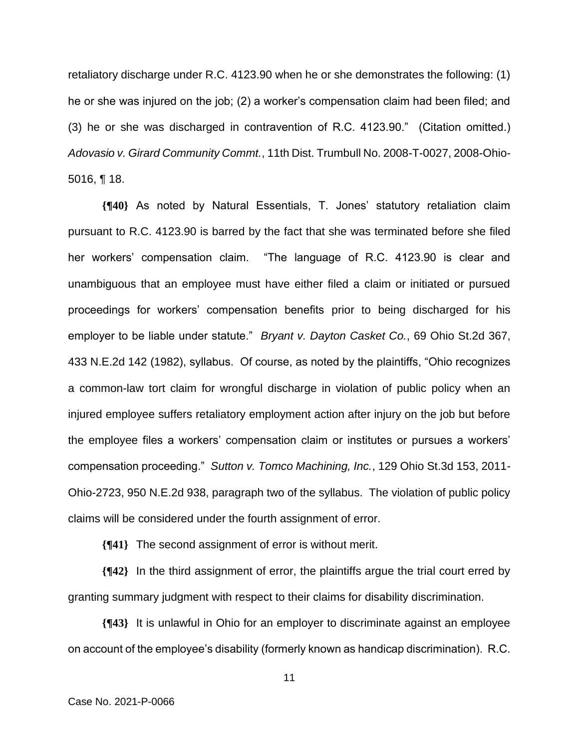retaliatory discharge under R.C. 4123.90 when he or she demonstrates the following: (1) he or she was injured on the job; (2) a worker's compensation claim had been filed; and (3) he or she was discharged in contravention of R.C. 4123.90." (Citation omitted.) *Adovasio v. Girard Community Commt.*, 11th Dist. Trumbull No. 2008-T-0027, 2008-Ohio-5016, ¶ 18.

**{¶40}** As noted by Natural Essentials, T. Jones' statutory retaliation claim pursuant to R.C. 4123.90 is barred by the fact that she was terminated before she filed her workers' compensation claim. "The language of R.C. 4123.90 is clear and unambiguous that an employee must have either filed a claim or initiated or pursued proceedings for workers' compensation benefits prior to being discharged for his employer to be liable under statute." *Bryant v. Dayton Casket Co.*, 69 Ohio St.2d 367, 433 N.E.2d 142 (1982), syllabus. Of course, as noted by the plaintiffs, "Ohio recognizes a common-law tort claim for wrongful discharge in violation of public policy when an injured employee suffers retaliatory employment action after injury on the job but before the employee files a workers' compensation claim or institutes or pursues a workers' compensation proceeding." *Sutton v. Tomco Machining, Inc.*, 129 Ohio St.3d 153, 2011-Ohio-2723, 950 N.E.2d 938, paragraph two of the syllabus. The violation of public policy claims will be considered under the fourth assignment of error.

**{¶41}** The second assignment of error is without merit.

**{¶42}** In the third assignment of error, the plaintiffs argue the trial court erred by granting summary judgment with respect to their claims for disability discrimination.

**{¶43}** It is unlawful in Ohio for an employer to discriminate against an employee on account of the employee's disability (formerly known as handicap discrimination). R.C.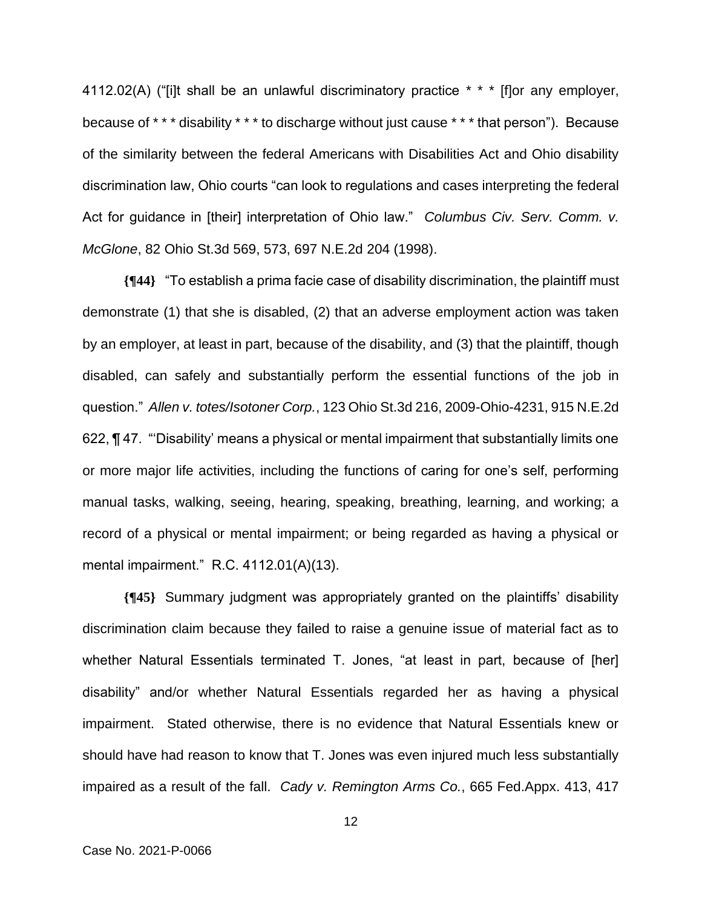4112.02(A) ("[i]t shall be an unlawful discriminatory practice * * * [f]or any employer, because of * * * disability * * * to discharge without just cause * * * that person"). Because of the similarity between the federal Americans with Disabilities Act and Ohio disability discrimination law, Ohio courts "can look to regulations and cases interpreting the federal Act for guidance in [their] interpretation of Ohio law." *Columbus Civ. Serv. Comm. v. McGlone*, 82 Ohio St.3d 569, 573, 697 N.E.2d 204 (1998).

**{¶44}** "To establish a prima facie case of disability discrimination, the plaintiff must demonstrate (1) that she is disabled, (2) that an adverse employment action was taken by an employer, at least in part, because of the disability, and (3) that the plaintiff, though disabled, can safely and substantially perform the essential functions of the job in question." *Allen v. totes/Isotoner Corp.*, 123 Ohio St.3d 216, 2009-Ohio-4231, 915 N.E.2d 622, ¶ 47. "'Disability' means a physical or mental impairment that substantially limits one or more major life activities, including the functions of caring for one's self, performing manual tasks, walking, seeing, hearing, speaking, breathing, learning, and working; a record of a physical or mental impairment; or being regarded as having a physical or mental impairment." R.C. 4112.01(A)(13).

**{¶45}** Summary judgment was appropriately granted on the plaintiffs' disability discrimination claim because they failed to raise a genuine issue of material fact as to whether Natural Essentials terminated T. Jones, "at least in part, because of [her] disability" and/or whether Natural Essentials regarded her as having a physical impairment. Stated otherwise, there is no evidence that Natural Essentials knew or should have had reason to know that T. Jones was even injured much less substantially impaired as a result of the fall. *Cady v. Remington Arms Co.*, 665 Fed.Appx. 413, 417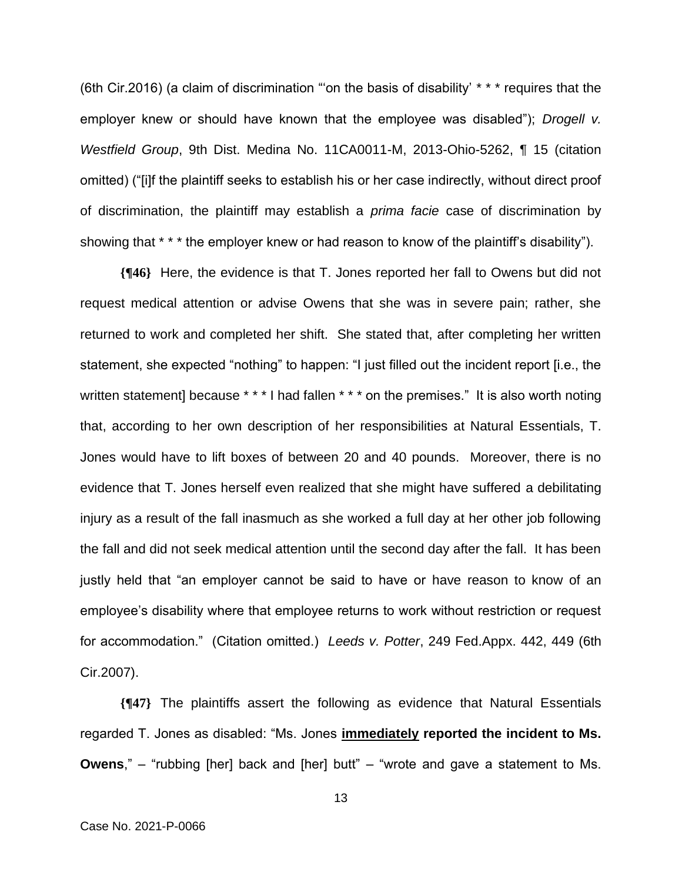(6th Cir.2016) (a claim of discrimination "'on the basis of disability' * * * requires that the employer knew or should have known that the employee was disabled"); *Drogell v. Westfield Group*, 9th Dist. Medina No. 11CA0011-M, 2013-Ohio-5262, ¶ 15 (citation omitted) ("[i]f the plaintiff seeks to establish his or her case indirectly, without direct proof of discrimination, the plaintiff may establish a *prima facie* case of discrimination by showing that * * * the employer knew or had reason to know of the plaintiff's disability").

**{¶46}** Here, the evidence is that T. Jones reported her fall to Owens but did not request medical attention or advise Owens that she was in severe pain; rather, she returned to work and completed her shift. She stated that, after completing her written statement, she expected "nothing" to happen: "I just filled out the incident report [i.e., the written statement] because * * * I had fallen * * * on the premises." It is also worth noting that, according to her own description of her responsibilities at Natural Essentials, T. Jones would have to lift boxes of between 20 and 40 pounds. Moreover, there is no evidence that T. Jones herself even realized that she might have suffered a debilitating injury as a result of the fall inasmuch as she worked a full day at her other job following the fall and did not seek medical attention until the second day after the fall. It has been justly held that "an employer cannot be said to have or have reason to know of an employee's disability where that employee returns to work without restriction or request for accommodation." (Citation omitted.) *Leeds v. Potter*, 249 Fed.Appx. 442, 449 (6th Cir.2007).

**{¶47}** The plaintiffs assert the following as evidence that Natural Essentials regarded T. Jones as disabled: "Ms. Jones **<u>immediately</u> reported the incident to Ms. Owens**," – "rubbing [her] back and [her] butt" – "wrote and gave a statement to Ms.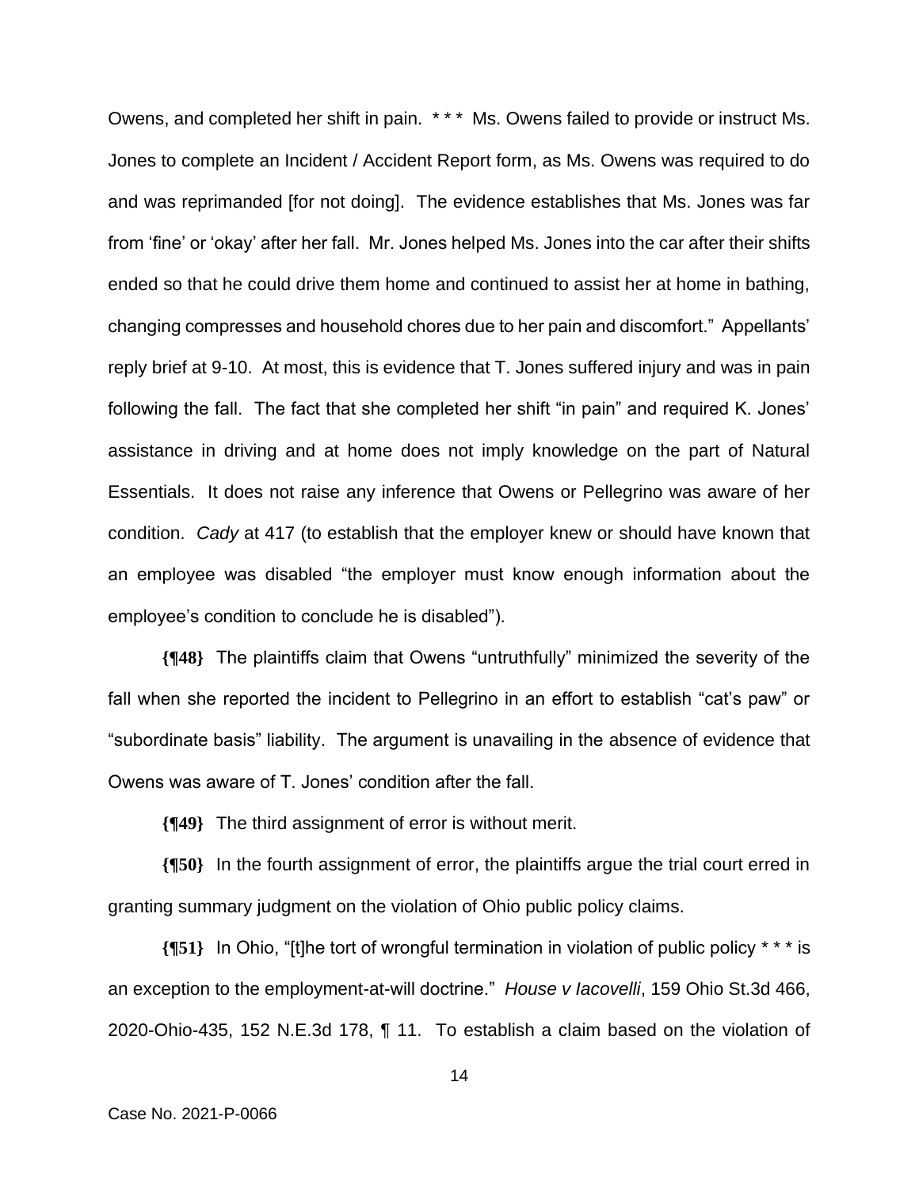Owens, and completed her shift in pain. * * * Ms. Owens failed to provide or instruct Ms. Jones to complete an Incident / Accident Report form, as Ms. Owens was required to do and was reprimanded [for not doing]. The evidence establishes that Ms. Jones was far from 'fine' or 'okay' after her fall. Mr. Jones helped Ms. Jones into the car after their shifts ended so that he could drive them home and continued to assist her at home in bathing, changing compresses and household chores due to her pain and discomfort." Appellants' reply brief at 9-10. At most, this is evidence that T. Jones suffered injury and was in pain following the fall. The fact that she completed her shift "in pain" and required K. Jones' assistance in driving and at home does not imply knowledge on the part of Natural Essentials. It does not raise any inference that Owens or Pellegrino was aware of her condition. *Cady* at 417 (to establish that the employer knew or should have known that an employee was disabled "the employer must know enough information about the employee's condition to conclude he is disabled").

**{¶48}** The plaintiffs claim that Owens "untruthfully" minimized the severity of the fall when she reported the incident to Pellegrino in an effort to establish "cat's paw" or "subordinate basis" liability. The argument is unavailing in the absence of evidence that Owens was aware of T. Jones' condition after the fall.

**{¶49}** The third assignment of error is without merit.

**{¶50}** In the fourth assignment of error, the plaintiffs argue the trial court erred in granting summary judgment on the violation of Ohio public policy claims.

**{¶51}** In Ohio, "[t]he tort of wrongful termination in violation of public policy * * * is an exception to the employment-at-will doctrine." *House v Iacovelli*, 159 Ohio St.3d 466, 2020-Ohio-435, 152 N.E.3d 178, ¶ 11. To establish a claim based on the violation of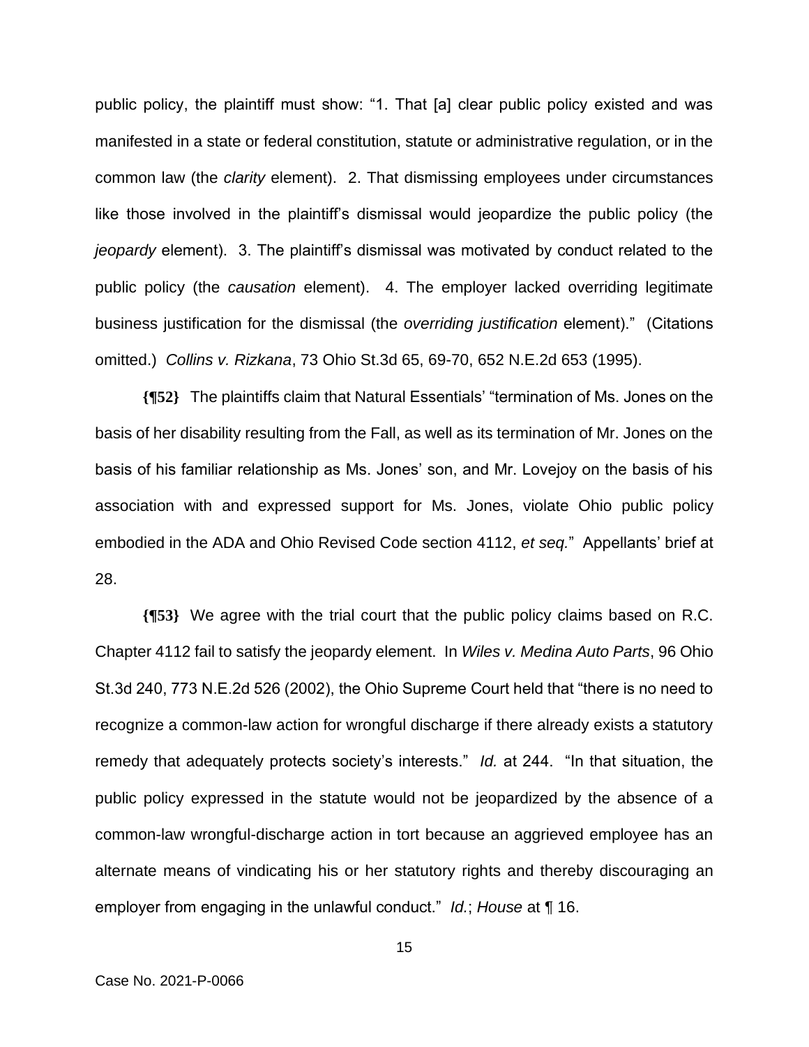public policy, the plaintiff must show: "1. That [a] clear public policy existed and was manifested in a state or federal constitution, statute or administrative regulation, or in the common law (the *clarity* element). 2. That dismissing employees under circumstances like those involved in the plaintiff's dismissal would jeopardize the public policy (the *jeopardy* element). 3. The plaintiff's dismissal was motivated by conduct related to the public policy (the *causation* element). 4. The employer lacked overriding legitimate business justification for the dismissal (the *overriding justification* element)." (Citations omitted.) *Collins v. Rizkana*, 73 Ohio St.3d 65, 69-70, 652 N.E.2d 653 (1995).

**{¶52}** The plaintiffs claim that Natural Essentials' "termination of Ms. Jones on the basis of her disability resulting from the Fall, as well as its termination of Mr. Jones on the basis of his familiar relationship as Ms. Jones' son, and Mr. Lovejoy on the basis of his association with and expressed support for Ms. Jones, violate Ohio public policy embodied in the ADA and Ohio Revised Code section 4112, *et seq.*" Appellants' brief at 28.

**{¶53}** We agree with the trial court that the public policy claims based on R.C. Chapter 4112 fail to satisfy the jeopardy element. In *Wiles v. Medina Auto Parts*, 96 Ohio St.3d 240, 773 N.E.2d 526 (2002), the Ohio Supreme Court held that "there is no need to recognize a common-law action for wrongful discharge if there already exists a statutory remedy that adequately protects society's interests." *Id.* at 244. "In that situation, the public policy expressed in the statute would not be jeopardized by the absence of a common-law wrongful-discharge action in tort because an aggrieved employee has an alternate means of vindicating his or her statutory rights and thereby discouraging an employer from engaging in the unlawful conduct." *Id.*; *House* at ¶ 16.

Case No. 2021-P-0066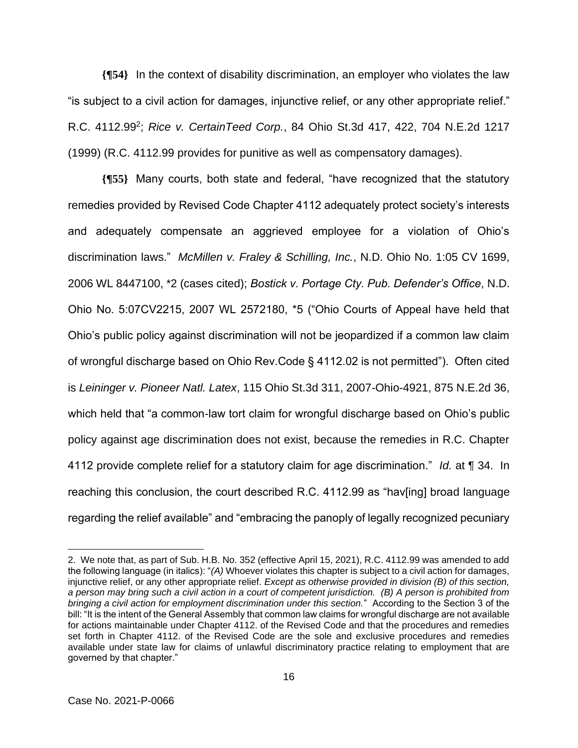**{¶54}** In the context of disability discrimination, an employer who violates the law "is subject to a civil action for damages, injunctive relief, or any other appropriate relief." R.C. 4112.99[2]; *Rice v. CertainTeed Corp.*, 84 Ohio St.3d 417, 422, 704 N.E.2d 1217 (1999) (R.C. 4112.99 provides for punitive as well as compensatory damages).

**{¶55}** Many courts, both state and federal, "have recognized that the statutory remedies provided by Revised Code Chapter 4112 adequately protect society's interests and adequately compensate an aggrieved employee for a violation of Ohio's discrimination laws." *McMillen v. Fraley & Schilling, Inc.*, N.D. Ohio No. 1:05 CV 1699, 2006 WL 8447100, \*2 (cases cited); *Bostick v. Portage Cty. Pub. Defender's Office*, N.D. Ohio No. 5:07CV2215, 2007 WL 2572180, \*5 ("Ohio Courts of Appeal have held that Ohio's public policy against discrimination will not be jeopardized if a common law claim of wrongful discharge based on Ohio Rev.Code § 4112.02 is not permitted"). Often cited is *Leininger v. Pioneer Natl. Latex*, 115 Ohio St.3d 311, 2007-Ohio-4921, 875 N.E.2d 36, which held that "a common-law tort claim for wrongful discharge based on Ohio's public policy against age discrimination does not exist, because the remedies in R.C. Chapter 4112 provide complete relief for a statutory claim for age discrimination." *Id.* at ¶ 34. In reaching this conclusion, the court described R.C. 4112.99 as "hav[ing] broad language regarding the relief available" and "embracing the panoply of legally recognized pecuniary

---

2. We note that, as part of Sub. H.B. No. 352 (effective April 15, 2021), R.C. 4112.99 was amended to add the following language (in italics): "*(A)* Whoever violates this chapter is subject to a civil action for damages, injunctive relief, or any other appropriate relief. *Except as otherwise provided in division (B) of this section, a person may bring such a civil action in a court of competent jurisdiction. (B) A person is prohibited from bringing a civil action for employment discrimination under this section.*" According to the Section 3 of the bill: "It is the intent of the General Assembly that common law claims for wrongful discharge are not available for actions maintainable under Chapter 4112. of the Revised Code and that the procedures and remedies set forth in Chapter 4112. of the Revised Code are the sole and exclusive procedures and remedies available under state law for claims of unlawful discriminatory practice relating to employment that are governed by that chapter."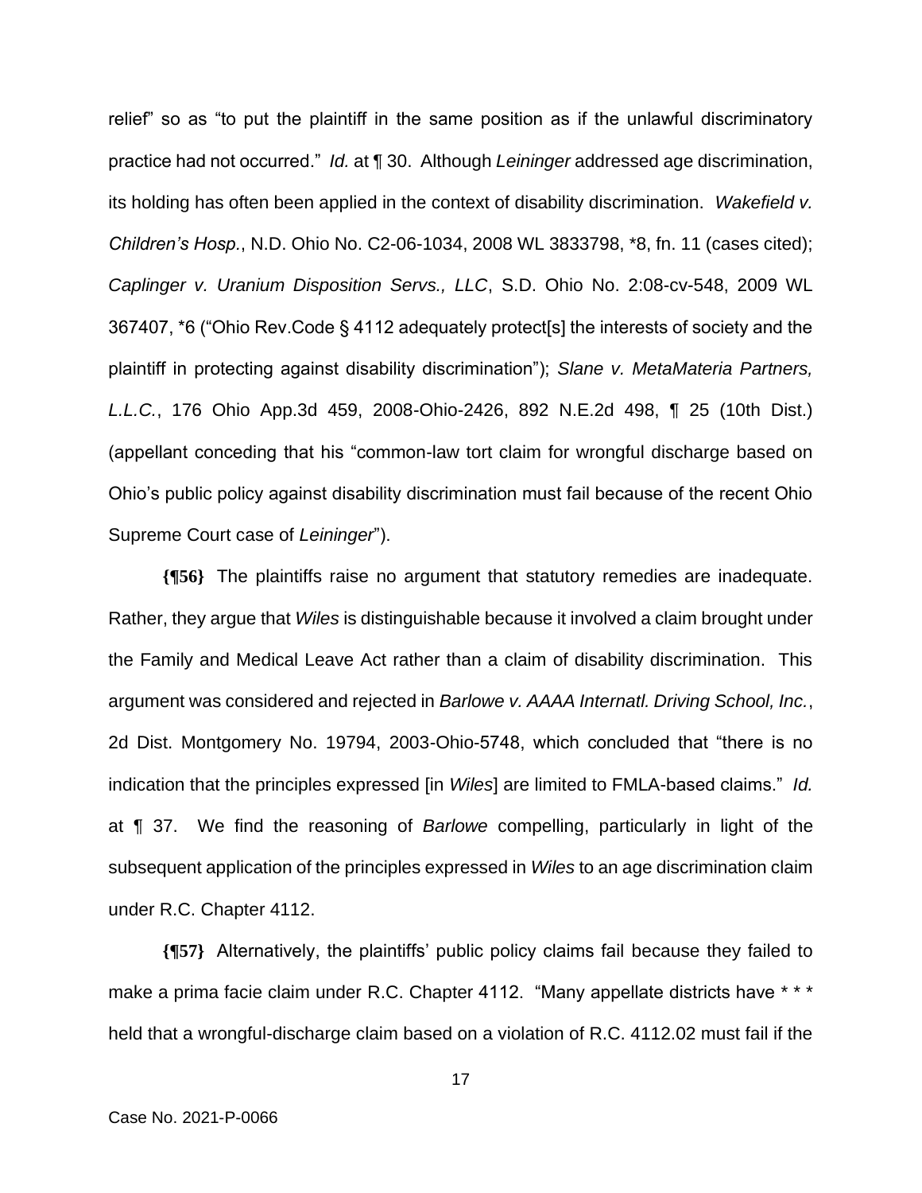relief" so as "to put the plaintiff in the same position as if the unlawful discriminatory practice had not occurred." *Id.* at ¶ 30. Although *Leininger* addressed age discrimination, its holding has often been applied in the context of disability discrimination. *Wakefield v. Children's Hosp.*, N.D. Ohio No. C2-06-1034, 2008 WL 3833798, *8, fn. 11 (cases cited); *Caplinger v. Uranium Disposition Servs., LLC*, S.D. Ohio No. 2:08-cv-548, 2009 WL 367407, *6 ("Ohio Rev.Code § 4112 adequately protect[s] the interests of society and the plaintiff in protecting against disability discrimination"); *Slane v. MetaMateria Partners, L.L.C.*, 176 Ohio App.3d 459, 2008-Ohio-2426, 892 N.E.2d 498, ¶ 25 (10th Dist.) (appellant conceding that his "common-law tort claim for wrongful discharge based on Ohio's public policy against disability discrimination must fail because of the recent Ohio Supreme Court case of *Leininger*").

**{¶56}** The plaintiffs raise no argument that statutory remedies are inadequate. Rather, they argue that *Wiles* is distinguishable because it involved a claim brought under the Family and Medical Leave Act rather than a claim of disability discrimination. This argument was considered and rejected in *Barlowe v. AAAA Internatl. Driving School, Inc.*, 2d Dist. Montgomery No. 19794, 2003-Ohio-5748, which concluded that "there is no indication that the principles expressed [in *Wiles*] are limited to FMLA-based claims." *Id.* at ¶ 37. We find the reasoning of *Barlowe* compelling, particularly in light of the subsequent application of the principles expressed in *Wiles* to an age discrimination claim under R.C. Chapter 4112.

**{¶57}** Alternatively, the plaintiffs' public policy claims fail because they failed to make a prima facie claim under R.C. Chapter 4112. "Many appellate districts have * * * held that a wrongful-discharge claim based on a violation of R.C. 4112.02 must fail if the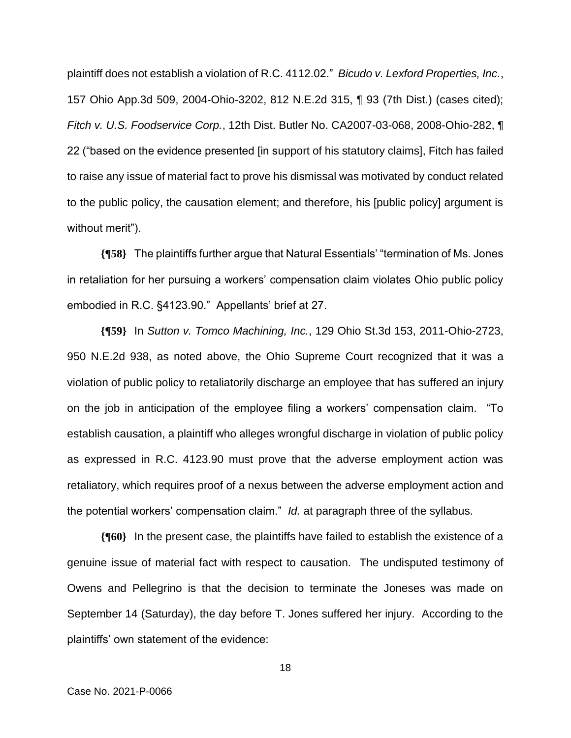plaintiff does not establish a violation of R.C. 4112.02." *Bicudo v. Lexford Properties, Inc.*, 157 Ohio App.3d 509, 2004-Ohio-3202, 812 N.E.2d 315, ¶ 93 (7th Dist.) (cases cited); *Fitch v. U.S. Foodservice Corp.*, 12th Dist. Butler No. CA2007-03-068, 2008-Ohio-282, ¶ 22 ("based on the evidence presented [in support of his statutory claims], Fitch has failed to raise any issue of material fact to prove his dismissal was motivated by conduct related to the public policy, the causation element; and therefore, his [public policy] argument is without merit").

**{¶58}** The plaintiffs further argue that Natural Essentials' "termination of Ms. Jones in retaliation for her pursuing a workers' compensation claim violates Ohio public policy embodied in R.C. §4123.90." Appellants' brief at 27.

**{¶59}** In *Sutton v. Tomco Machining, Inc.*, 129 Ohio St.3d 153, 2011-Ohio-2723, 950 N.E.2d 938, as noted above, the Ohio Supreme Court recognized that it was a violation of public policy to retaliatorily discharge an employee that has suffered an injury on the job in anticipation of the employee filing a workers' compensation claim. "To establish causation, a plaintiff who alleges wrongful discharge in violation of public policy as expressed in R.C. 4123.90 must prove that the adverse employment action was retaliatory, which requires proof of a nexus between the adverse employment action and the potential workers' compensation claim." *Id.* at paragraph three of the syllabus.

**{¶60}** In the present case, the plaintiffs have failed to establish the existence of a genuine issue of material fact with respect to causation. The undisputed testimony of Owens and Pellegrino is that the decision to terminate the Joneses was made on September 14 (Saturday), the day before T. Jones suffered her injury. According to the plaintiffs' own statement of the evidence: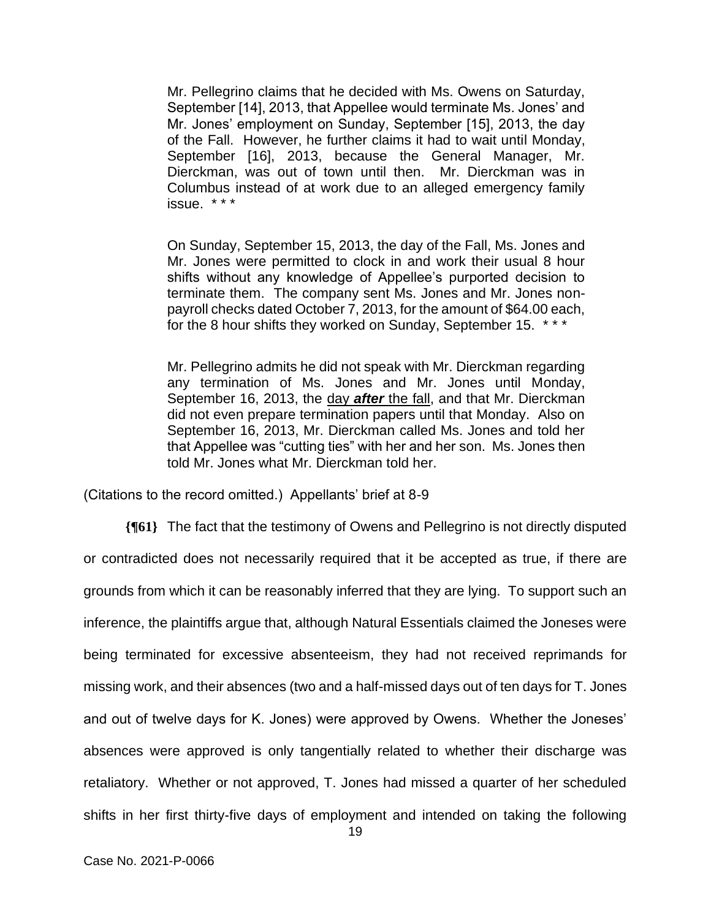> Mr. Pellegrino claims that he decided with Ms. Owens on Saturday, September [14], 2013, that Appellee would terminate Ms. Jones' and Mr. Jones' employment on Sunday, September [15], 2013, the day of the Fall. However, he further claims it had to wait until Monday, September [16], 2013, because the General Manager, Mr. Dierckman, was out of town until then. Mr. Dierckman was in Columbus instead of at work due to an alleged emergency family issue. * * *
>
> On Sunday, September 15, 2013, the day of the Fall, Ms. Jones and Mr. Jones were permitted to clock in and work their usual 8 hour shifts without any knowledge of Appellee's purported decision to terminate them. The company sent Ms. Jones and Mr. Jones non-payroll checks dated October 7, 2013, for the amount of $64.00 each, for the 8 hour shifts they worked on Sunday, September 15. * * *
>
> Mr. Pellegrino admits he did not speak with Mr. Dierckman regarding any termination of Ms. Jones and Mr. Jones until Monday, September 16, 2013, the <u>day ***after*** the fall</u>, and that Mr. Dierckman did not even prepare termination papers until that Monday. Also on September 16, 2013, Mr. Dierckman called Ms. Jones and told her that Appellee was "cutting ties" with her and her son. Ms. Jones then told Mr. Jones what Mr. Dierckman told her.

(Citations to the record omitted.) Appellants' brief at 8-9

**{¶61}** The fact that the testimony of Owens and Pellegrino is not directly disputed or contradicted does not necessarily required that it be accepted as true, if there are grounds from which it can be reasonably inferred that they are lying. To support such an inference, the plaintiffs argue that, although Natural Essentials claimed the Joneses were being terminated for excessive absenteeism, they had not received reprimands for missing work, and their absences (two and a half-missed days out of ten days for T. Jones and out of twelve days for K. Jones) were approved by Owens. Whether the Joneses' absences were approved is only tangentially related to whether their discharge was retaliatory. Whether or not approved, T. Jones had missed a quarter of her scheduled shifts in her first thirty-five days of employment and intended on taking the following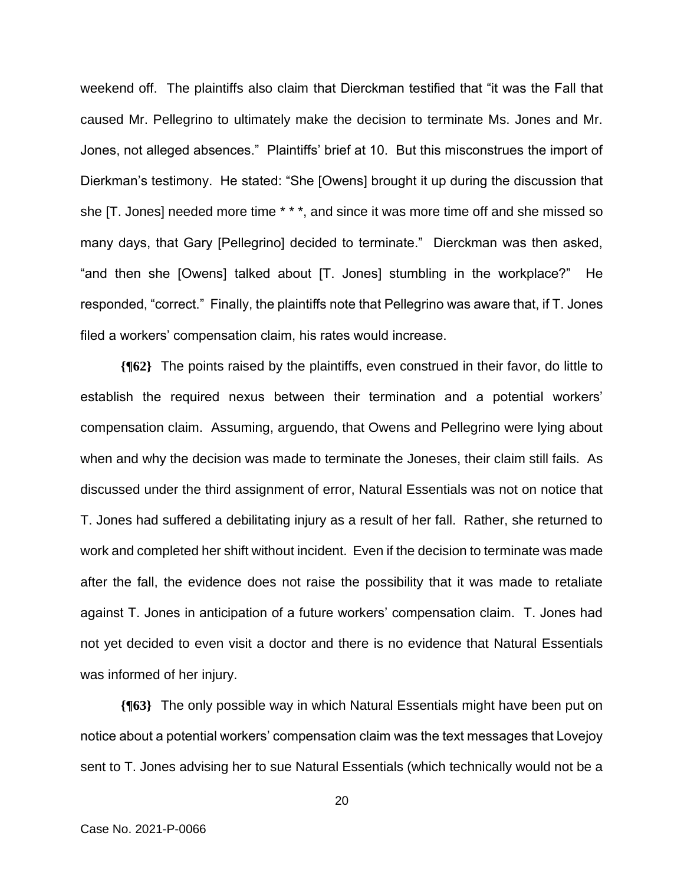weekend off. The plaintiffs also claim that Dierckman testified that "it was the Fall that caused Mr. Pellegrino to ultimately make the decision to terminate Ms. Jones and Mr. Jones, not alleged absences." Plaintiffs' brief at 10. But this misconstrues the import of Dierkman's testimony. He stated: "She [Owens] brought it up during the discussion that she [T. Jones] needed more time * * *, and since it was more time off and she missed so many days, that Gary [Pellegrino] decided to terminate." Dierckman was then asked, "and then she [Owens] talked about [T. Jones] stumbling in the workplace?" He responded, "correct." Finally, the plaintiffs note that Pellegrino was aware that, if T. Jones filed a workers' compensation claim, his rates would increase.

**{¶62}** The points raised by the plaintiffs, even construed in their favor, do little to establish the required nexus between their termination and a potential workers' compensation claim. Assuming, arguendo, that Owens and Pellegrino were lying about when and why the decision was made to terminate the Joneses, their claim still fails. As discussed under the third assignment of error, Natural Essentials was not on notice that T. Jones had suffered a debilitating injury as a result of her fall. Rather, she returned to work and completed her shift without incident. Even if the decision to terminate was made after the fall, the evidence does not raise the possibility that it was made to retaliate against T. Jones in anticipation of a future workers' compensation claim. T. Jones had not yet decided to even visit a doctor and there is no evidence that Natural Essentials was informed of her injury.

**{¶63}** The only possible way in which Natural Essentials might have been put on notice about a potential workers' compensation claim was the text messages that Lovejoy sent to T. Jones advising her to sue Natural Essentials (which technically would not be a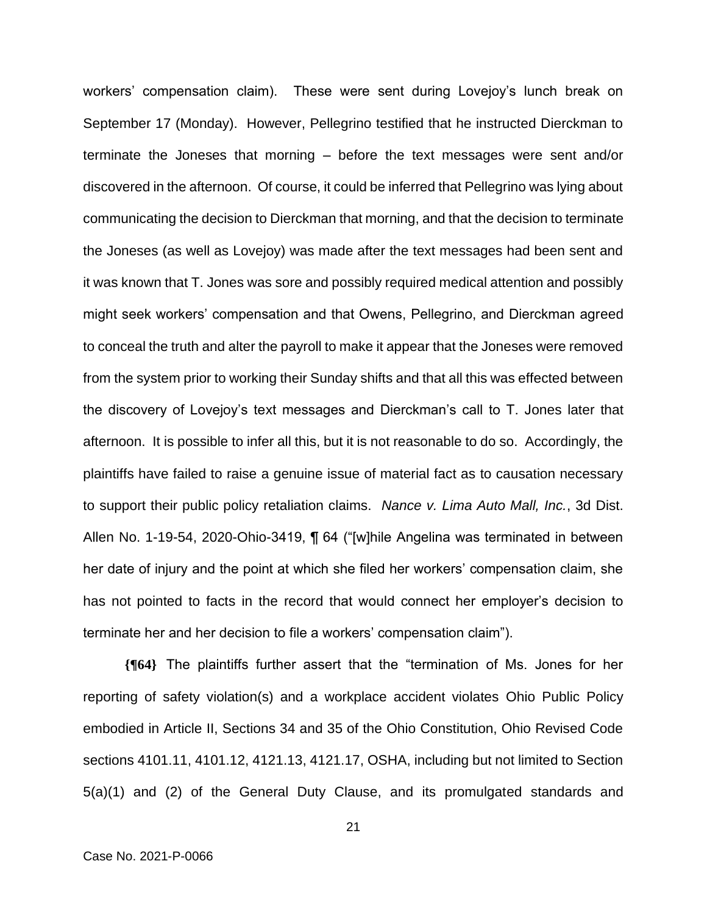workers' compensation claim). These were sent during Lovejoy's lunch break on September 17 (Monday). However, Pellegrino testified that he instructed Dierckman to terminate the Joneses that morning – before the text messages were sent and/or discovered in the afternoon. Of course, it could be inferred that Pellegrino was lying about communicating the decision to Dierckman that morning, and that the decision to terminate the Joneses (as well as Lovejoy) was made after the text messages had been sent and it was known that T. Jones was sore and possibly required medical attention and possibly might seek workers' compensation and that Owens, Pellegrino, and Dierckman agreed to conceal the truth and alter the payroll to make it appear that the Joneses were removed from the system prior to working their Sunday shifts and that all this was effected between the discovery of Lovejoy's text messages and Dierckman's call to T. Jones later that afternoon. It is possible to infer all this, but it is not reasonable to do so. Accordingly, the plaintiffs have failed to raise a genuine issue of material fact as to causation necessary to support their public policy retaliation claims. *Nance v. Lima Auto Mall, Inc.*, 3d Dist. Allen No. 1-19-54, 2020-Ohio-3419, ¶ 64 ("[w]hile Angelina was terminated in between her date of injury and the point at which she filed her workers' compensation claim, she has not pointed to facts in the record that would connect her employer's decision to terminate her and her decision to file a workers' compensation claim").

**{¶64}** The plaintiffs further assert that the "termination of Ms. Jones for her reporting of safety violation(s) and a workplace accident violates Ohio Public Policy embodied in Article II, Sections 34 and 35 of the Ohio Constitution, Ohio Revised Code sections 4101.11, 4101.12, 4121.13, 4121.17, OSHA, including but not limited to Section 5(a)(1) and (2) of the General Duty Clause, and its promulgated standards and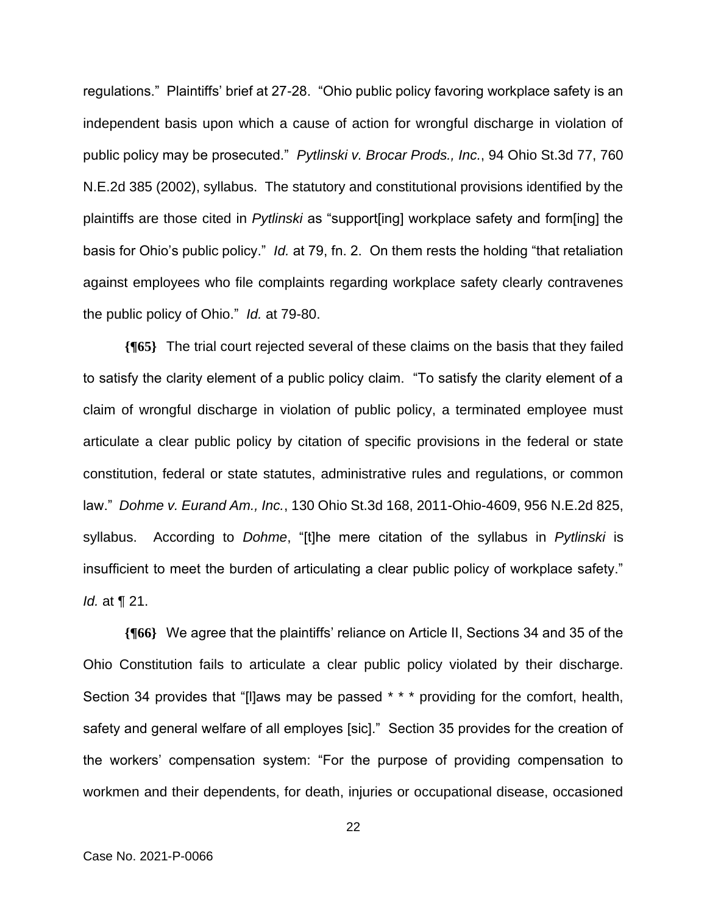regulations." Plaintiffs' brief at 27-28. "Ohio public policy favoring workplace safety is an independent basis upon which a cause of action for wrongful discharge in violation of public policy may be prosecuted." *Pytlinski v. Brocar Prods., Inc.*, 94 Ohio St.3d 77, 760 N.E.2d 385 (2002), syllabus. The statutory and constitutional provisions identified by the plaintiffs are those cited in *Pytlinski* as "support[ing] workplace safety and form[ing] the basis for Ohio's public policy." *Id.* at 79, fn. 2. On them rests the holding "that retaliation against employees who file complaints regarding workplace safety clearly contravenes the public policy of Ohio." *Id.* at 79-80.

**{¶65}** The trial court rejected several of these claims on the basis that they failed to satisfy the clarity element of a public policy claim. "To satisfy the clarity element of a claim of wrongful discharge in violation of public policy, a terminated employee must articulate a clear public policy by citation of specific provisions in the federal or state constitution, federal or state statutes, administrative rules and regulations, or common law." *Dohme v. Eurand Am., Inc.*, 130 Ohio St.3d 168, 2011-Ohio-4609, 956 N.E.2d 825, syllabus. According to *Dohme*, "[t]he mere citation of the syllabus in *Pytlinski* is insufficient to meet the burden of articulating a clear public policy of workplace safety." *Id.* at ¶ 21.

**{¶66}** We agree that the plaintiffs' reliance on Article II, Sections 34 and 35 of the Ohio Constitution fails to articulate a clear public policy violated by their discharge. Section 34 provides that "[l]aws may be passed * * * providing for the comfort, health, safety and general welfare of all employes [sic]." Section 35 provides for the creation of the workers' compensation system: "For the purpose of providing compensation to workmen and their dependents, for death, injuries or occupational disease, occasioned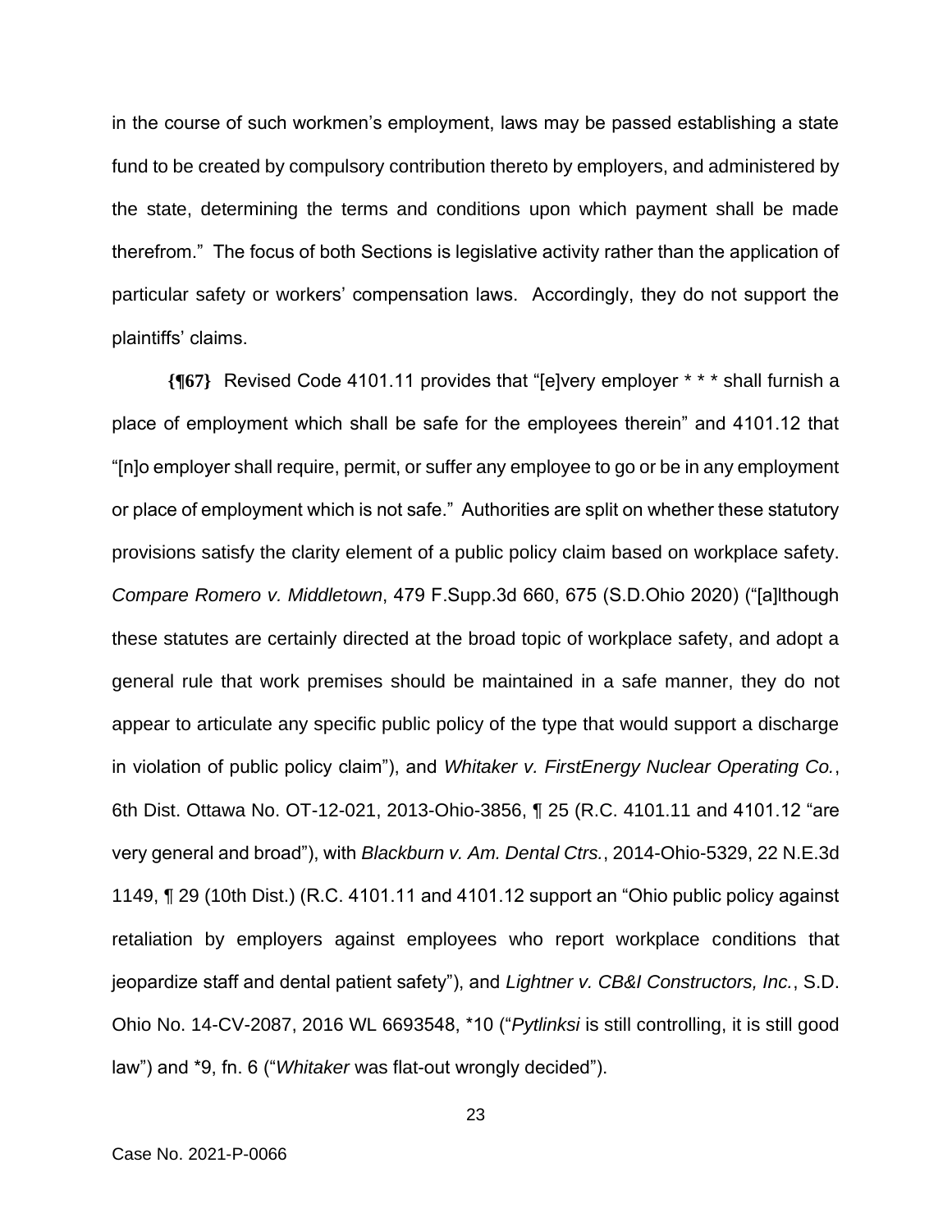in the course of such workmen's employment, laws may be passed establishing a state fund to be created by compulsory contribution thereto by employers, and administered by the state, determining the terms and conditions upon which payment shall be made therefrom." The focus of both Sections is legislative activity rather than the application of particular safety or workers' compensation laws. Accordingly, they do not support the plaintiffs' claims.

**{¶67}** Revised Code 4101.11 provides that "[e]very employer * * * shall furnish a place of employment which shall be safe for the employees therein" and 4101.12 that "[n]o employer shall require, permit, or suffer any employee to go or be in any employment or place of employment which is not safe." Authorities are split on whether these statutory provisions satisfy the clarity element of a public policy claim based on workplace safety. *Compare Romero v. Middletown*, 479 F.Supp.3d 660, 675 (S.D.Ohio 2020) ("[a]lthough these statutes are certainly directed at the broad topic of workplace safety, and adopt a general rule that work premises should be maintained in a safe manner, they do not appear to articulate any specific public policy of the type that would support a discharge in violation of public policy claim"), and *Whitaker v. FirstEnergy Nuclear Operating Co.*, 6th Dist. Ottawa No. OT-12-021, 2013-Ohio-3856, ¶ 25 (R.C. 4101.11 and 4101.12 "are very general and broad"), with *Blackburn v. Am. Dental Ctrs.*, 2014-Ohio-5329, 22 N.E.3d 1149, ¶ 29 (10th Dist.) (R.C. 4101.11 and 4101.12 support an "Ohio public policy against retaliation by employers against employees who report workplace conditions that jeopardize staff and dental patient safety"), and *Lightner v. CB&I Constructors, Inc.*, S.D. Ohio No. 14-CV-2087, 2016 WL 6693548, *10 ("*Pytlinksi* is still controlling, it is still good law") and *9, fn. 6 ("*Whitaker* was flat-out wrongly decided").

Case No. 2021-P-0066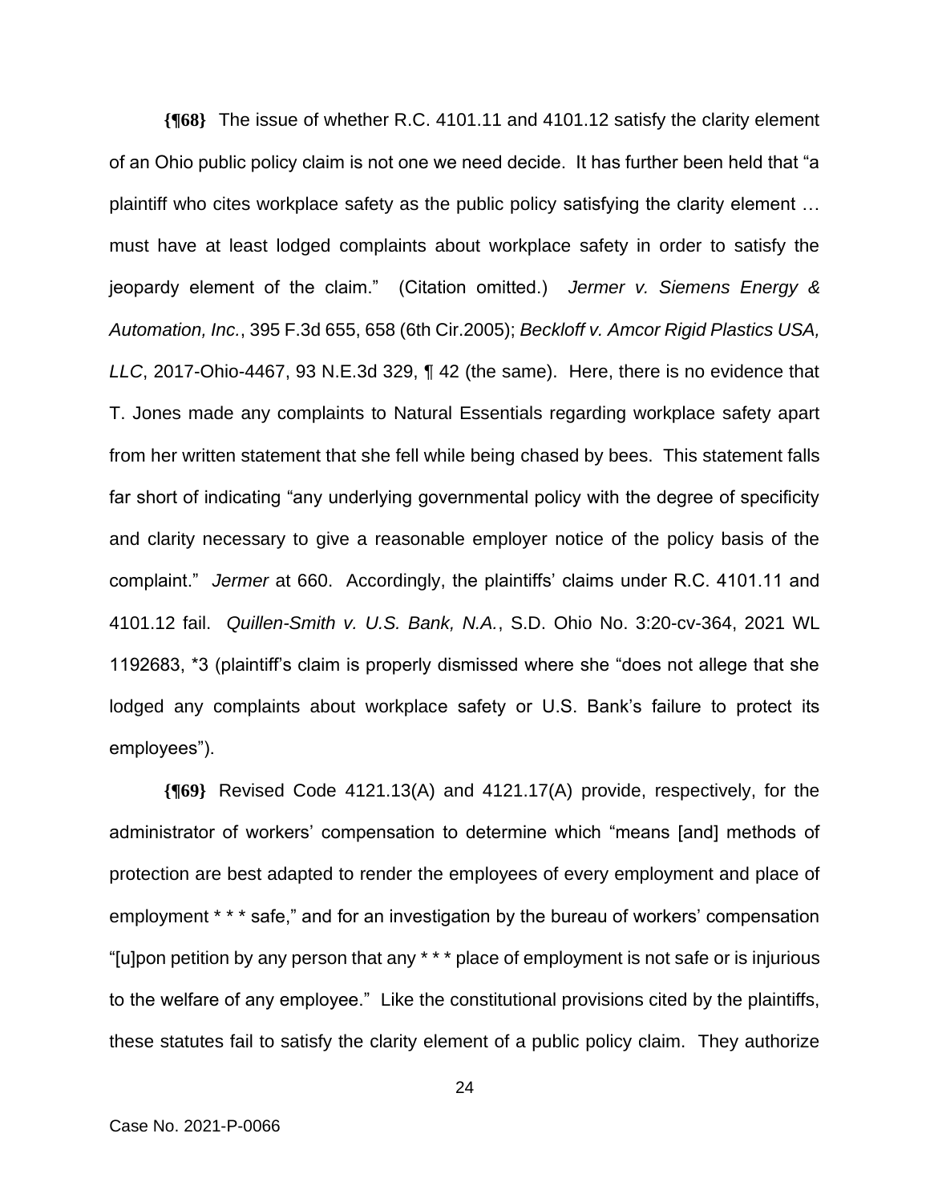**{¶68}** The issue of whether R.C. 4101.11 and 4101.12 satisfy the clarity element of an Ohio public policy claim is not one we need decide. It has further been held that "a plaintiff who cites workplace safety as the public policy satisfying the clarity element … must have at least lodged complaints about workplace safety in order to satisfy the jeopardy element of the claim." (Citation omitted.) *Jermer v. Siemens Energy & Automation, Inc.*, 395 F.3d 655, 658 (6th Cir.2005); *Beckloff v. Amcor Rigid Plastics USA, LLC*, 2017-Ohio-4467, 93 N.E.3d 329, ¶ 42 (the same). Here, there is no evidence that T. Jones made any complaints to Natural Essentials regarding workplace safety apart from her written statement that she fell while being chased by bees. This statement falls far short of indicating "any underlying governmental policy with the degree of specificity and clarity necessary to give a reasonable employer notice of the policy basis of the complaint." *Jermer* at 660. Accordingly, the plaintiffs' claims under R.C. 4101.11 and 4101.12 fail. *Quillen-Smith v. U.S. Bank, N.A.*, S.D. Ohio No. 3:20-cv-364, 2021 WL 1192683, *3 (plaintiff's claim is properly dismissed where she "does not allege that she lodged any complaints about workplace safety or U.S. Bank's failure to protect its employees").

**{¶69}** Revised Code 4121.13(A) and 4121.17(A) provide, respectively, for the administrator of workers' compensation to determine which "means [and] methods of protection are best adapted to render the employees of every employment and place of employment * * * safe," and for an investigation by the bureau of workers' compensation "[u]pon petition by any person that any * * * place of employment is not safe or is injurious to the welfare of any employee." Like the constitutional provisions cited by the plaintiffs, these statutes fail to satisfy the clarity element of a public policy claim. They authorize

Case No. 2021-P-0066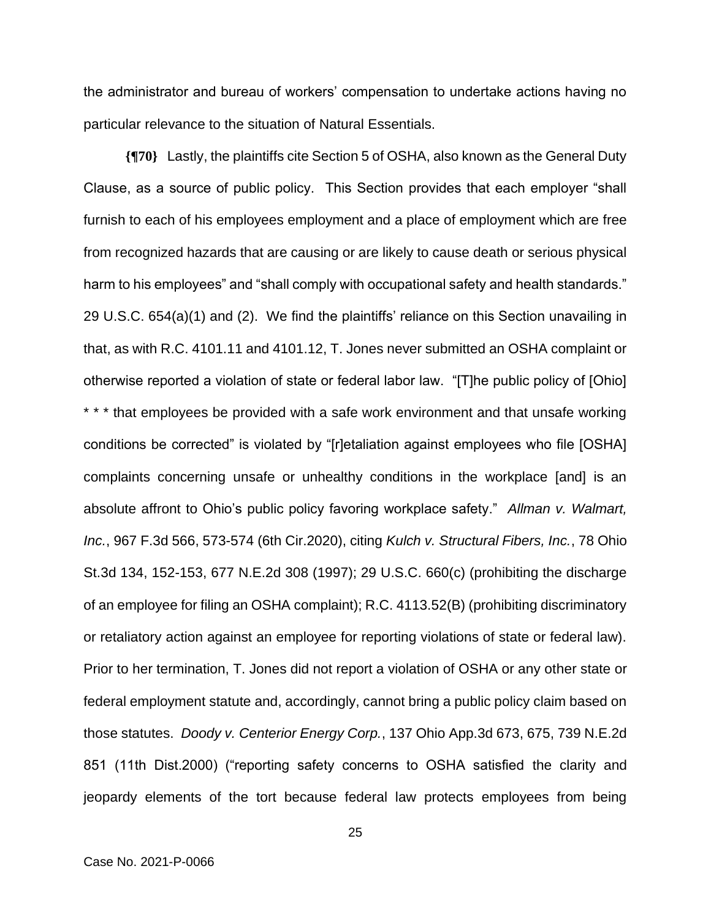the administrator and bureau of workers' compensation to undertake actions having no particular relevance to the situation of Natural Essentials.

**{¶70}** Lastly, the plaintiffs cite Section 5 of OSHA, also known as the General Duty Clause, as a source of public policy. This Section provides that each employer "shall furnish to each of his employees employment and a place of employment which are free from recognized hazards that are causing or are likely to cause death or serious physical harm to his employees" and "shall comply with occupational safety and health standards." 29 U.S.C. 654(a)(1) and (2). We find the plaintiffs' reliance on this Section unavailing in that, as with R.C. 4101.11 and 4101.12, T. Jones never submitted an OSHA complaint or otherwise reported a violation of state or federal labor law. "[T]he public policy of [Ohio] * * * that employees be provided with a safe work environment and that unsafe working conditions be corrected" is violated by "[r]etaliation against employees who file [OSHA] complaints concerning unsafe or unhealthy conditions in the workplace [and] is an absolute affront to Ohio's public policy favoring workplace safety." *Allman v. Walmart, Inc.*, 967 F.3d 566, 573-574 (6th Cir.2020), citing *Kulch v. Structural Fibers, Inc.*, 78 Ohio St.3d 134, 152-153, 677 N.E.2d 308 (1997); 29 U.S.C. 660(c) (prohibiting the discharge of an employee for filing an OSHA complaint); R.C. 4113.52(B) (prohibiting discriminatory or retaliatory action against an employee for reporting violations of state or federal law). Prior to her termination, T. Jones did not report a violation of OSHA or any other state or federal employment statute and, accordingly, cannot bring a public policy claim based on those statutes. *Doody v. Centerior Energy Corp.*, 137 Ohio App.3d 673, 675, 739 N.E.2d 851 (11th Dist.2000) ("reporting safety concerns to OSHA satisfied the clarity and jeopardy elements of the tort because federal law protects employees from being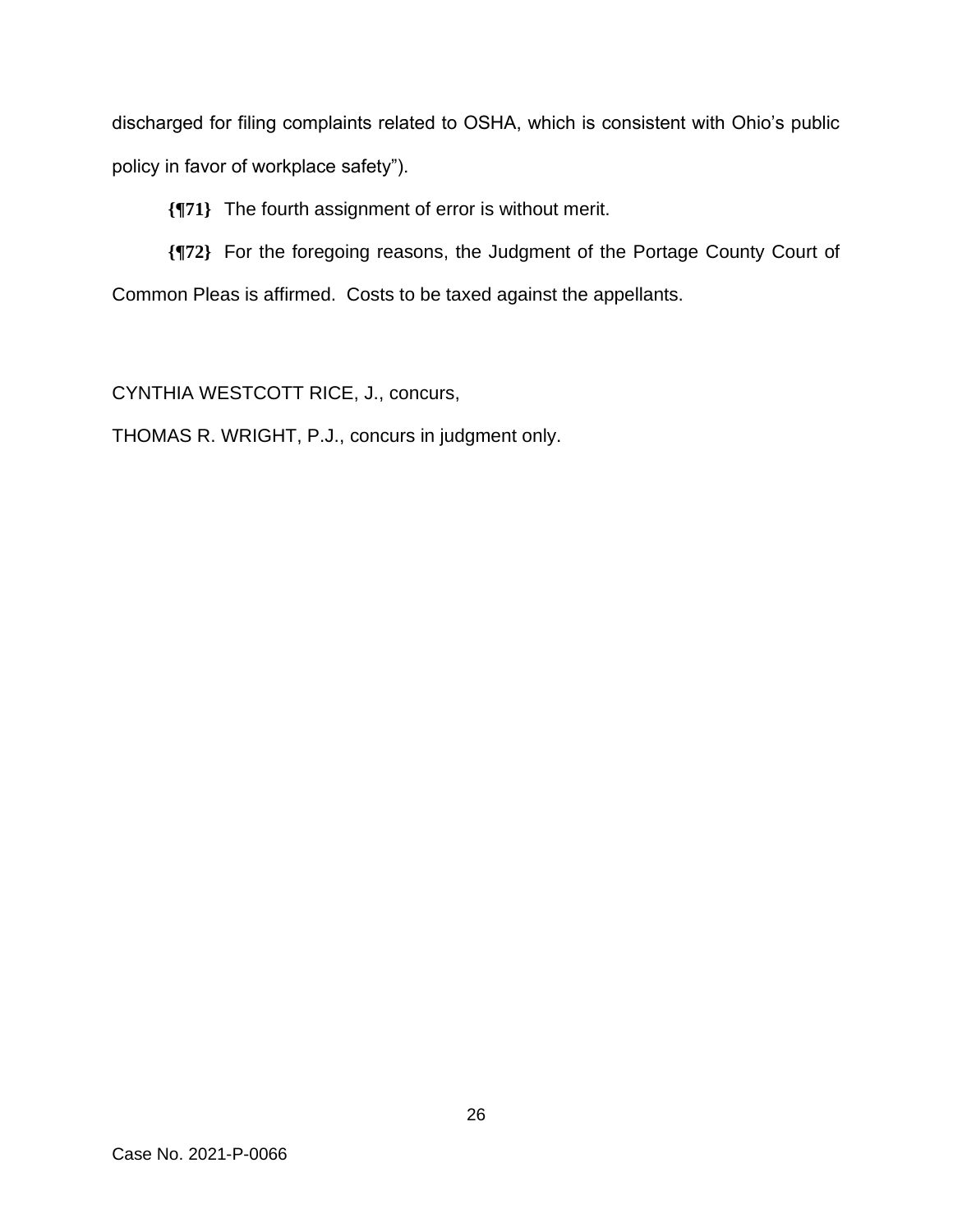discharged for filing complaints related to OSHA, which is consistent with Ohio's public policy in favor of workplace safety").

**{¶71}** The fourth assignment of error is without merit.

**{¶72}** For the foregoing reasons, the Judgment of the Portage County Court of Common Pleas is affirmed. Costs to be taxed against the appellants.

CYNTHIA WESTCOTT RICE, J., concurs,

THOMAS R. WRIGHT, P.J., concurs in judgment only.